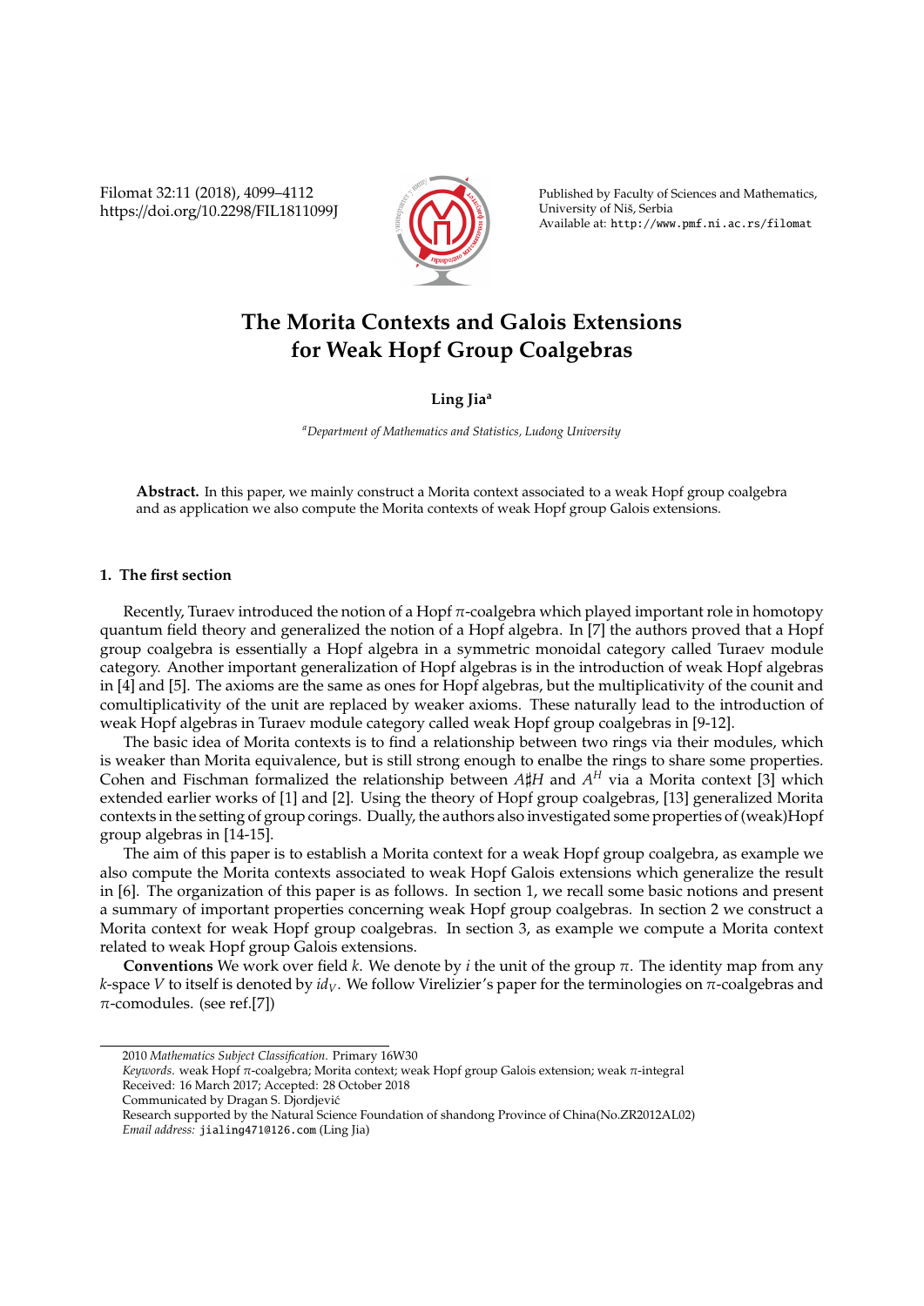# The Morita Contexts and Galois Extensions for Weak Hopf Group Coalgebras

**Ling Jia**[a]

[a]*Department of Mathematics and Statistics, Ludong University*

**Abstract.** In this paper, we mainly construct a Morita context associated to a weak Hopf group coalgebra and as application we also compute the Morita contexts of weak Hopf group Galois extensions.

## 1. The first section

Recently, Turaev introduced the notion of a Hopf $\pi$-coalgebra which played important role in homotopy quantum field theory and generalized the notion of a Hopf algebra. In [7] the authors proved that a Hopf group coalgebra is essentially a Hopf algebra in a symmetric monoidal category called Turaev module category. Another important generalization of Hopf algebras is in the introduction of weak Hopf algebras in [4] and [5]. The axioms are the same as ones for Hopf algebras, but the multiplicativity of the counit and comultiplicativity of the unit are replaced by weaker axioms. These naturally lead to the introduction of weak Hopf algebras in Turaev module category called weak Hopf group coalgebras in [9-12].

The basic idea of Morita contexts is to find a relationship between two rings via their modules, which is weaker than Morita equivalence, but is still strong enough to enalbe the rings to share some properties. Cohen and Fischman formalized the relationship between $A\sharp H$ and $A^H$ via a Morita context [3] which extended earlier works of [1] and [2]. Using the theory of Hopf group coalgebras, [13] generalized Morita contexts in the setting of group corings. Dually, the authors also investigated some properties of (weak)Hopf group algebras in [14-15].

The aim of this paper is to establish a Morita context for a weak Hopf group coalgebra, as example we also compute the Morita contexts associated to weak Hopf Galois extensions which generalize the result in [6]. The organization of this paper is as follows. In section 1, we recall some basic notions and present a summary of important properties concerning weak Hopf group coalgebras. In section 2 we construct a Morita context for weak Hopf group coalgebras. In section 3, as example we compute a Morita context related to weak Hopf group Galois extensions.

**Conventions** We work over field $k$. We denote by $i$ the unit of the group $\pi$. The identity map from any $k$-space $V$ to itself is denoted by $id_V$. We follow Virelizier's paper for the terminologies on $\pi$-coalgebras and $\pi$-comodules. (see ref.[7])

---

2010 *Mathematics Subject Classification*. Primary 16W30

*Keywords*. weak Hopf $\pi$-coalgebra; Morita context; weak Hopf group Galois extension; weak $\pi$-integral

Received: 16 March 2017; Accepted: 28 October 2018

Communicated by Dragan S. Djordjević

Research supported by the Natural Science Foundation of shandong Province of China(No.ZR2012AL02)

*Email address:* jialing471@126.com (Ling Jia)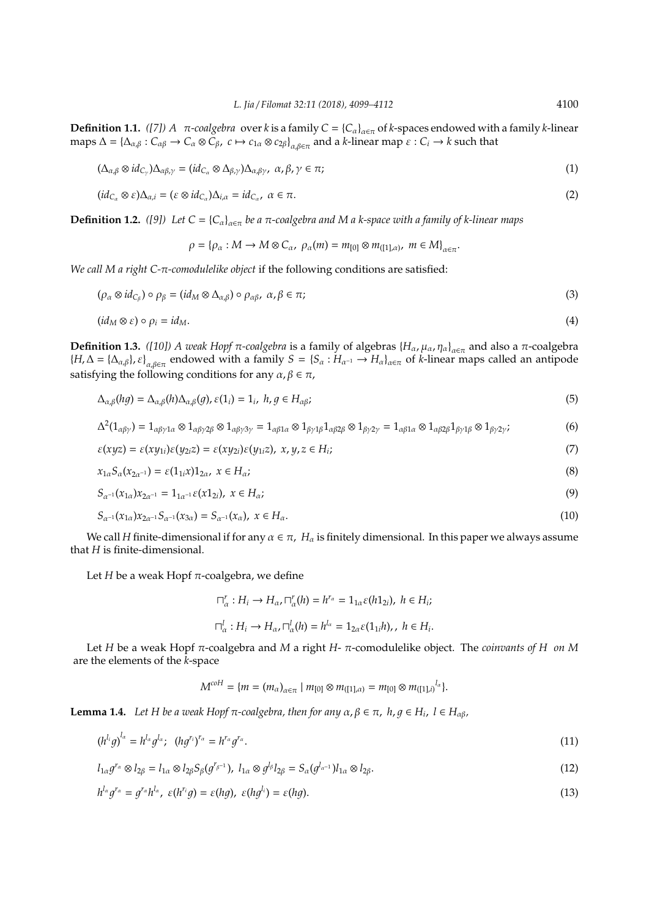**Definition 1.1.** *([7]) A π-coalgebra* over $k$ is a family $C = \{C_\alpha\}_{\alpha\in\pi}$ of $k$-spaces endowed with a family $k$-linear maps $\Delta = \{\Delta_{\alpha,\beta} : C_{\alpha\beta} \to C_\alpha \otimes C_\beta,\ c \mapsto c_{1\alpha} \otimes c_{2\beta}\}_{\alpha,\beta\in\pi}$ and a $k$-linear map $\varepsilon : C_i \to k$ such that

$$(\Delta_{\alpha,\beta} \otimes id_{C_\gamma})\Delta_{\alpha\beta,\gamma} = (id_{C_\alpha} \otimes \Delta_{\beta,\gamma})\Delta_{\alpha,\beta\gamma},\ \alpha, \beta, \gamma \in \pi; \tag{1}$$

$$(id_{C_\alpha} \otimes \varepsilon)\Delta_{\alpha,i} = (\varepsilon \otimes id_{C_\alpha})\Delta_{i,\alpha} = id_{C_\alpha},\ \alpha \in \pi. \tag{2}$$

**Definition 1.2.** *([9]) Let $C = \{C_\alpha\}_{\alpha\in\pi}$ be a π-coalgebra and $M$ a $k$-space with a family of $k$-linear maps*

$$\rho = \{\rho_\alpha : M \to M \otimes C_\alpha,\ \rho_\alpha(m) = m_{[0]} \otimes m_{([1],\alpha)},\ m \in M\}_{\alpha\in\pi}.$$

*We call $M$ a right $C$-π-comodulelike object* if the following conditions are satisfied:

$$(\rho_\alpha \otimes id_{C_\beta}) \circ \rho_\beta = (id_M \otimes \Delta_{\alpha,\beta}) \circ \rho_{\alpha\beta},\ \alpha, \beta \in \pi; \tag{3}$$

$$(id_M \otimes \varepsilon) \circ \rho_i = id_M. \tag{4}$$

**Definition 1.3.** *([10]) A weak Hopf π-coalgebra* is a family of algebras $\{H_\alpha, \mu_\alpha, \eta_\alpha\}_{\alpha\in\pi}$ and also a π-coalgebra $\{H, \Delta = \{\Delta_{\alpha,\beta}\}, \varepsilon\}_{\alpha,\beta\in\pi}$ endowed with a family $S = \{S_\alpha : H_{\alpha^{-1}} \to H_\alpha\}_{\alpha\in\pi}$ of $k$-linear maps called an antipode satisfying the following conditions for any $\alpha, \beta \in \pi$,

$$\Delta_{\alpha,\beta}(hg) = \Delta_{\alpha,\beta}(h)\Delta_{\alpha,\beta}(g), \varepsilon(1_i) = 1_i,\ h, g \in H_{\alpha\beta}; \tag{5}$$

$$\Delta^2(1_{\alpha\beta\gamma}) = 1_{\alpha\beta\gamma 1\alpha} \otimes 1_{\alpha\beta\gamma 2\beta} \otimes 1_{\alpha\beta\gamma 3\gamma} = 1_{\alpha\beta 1\alpha} \otimes 1_{\beta\gamma 1\beta}1_{\alpha\beta 2\beta} \otimes 1_{\beta\gamma 2\gamma} = 1_{\alpha\beta 1\alpha} \otimes 1_{\alpha\beta 2\beta}1_{\beta\gamma 1\beta} \otimes 1_{\beta\gamma 2\gamma}; \tag{6}$$

$$\varepsilon(xyz) = \varepsilon(xy_{1i})\varepsilon(y_{2i}z) = \varepsilon(xy_{2i})\varepsilon(y_{1i}z),\ x, y, z \in H_i; \tag{7}$$

$$x_{1\alpha}S_\alpha(x_{2\alpha^{-1}}) = \varepsilon(1_{1i}x)1_{2\alpha},\ x \in H_\alpha; \tag{8}$$

$$S_{\alpha^{-1}}(x_{1\alpha})x_{2\alpha^{-1}} = 1_{1\alpha^{-1}}\varepsilon(x1_{2i}),\ x \in H_\alpha; \tag{9}$$

$$S_{\alpha^{-1}}(x_{1\alpha})x_{2\alpha^{-1}}S_{\alpha^{-1}}(x_{3\alpha}) = S_{\alpha^{-1}}(x_\alpha),\ x \in H_\alpha. \tag{10}$$

We call $H$ finite-dimensional if for any $\alpha \in \pi$, $H_\alpha$ is finitely dimensional. In this paper we always assume that $H$ is finite-dimensional.

Let $H$ be a weak Hopf π-coalgebra, we define

$$\sqcap^r_\alpha : H_i \to H_\alpha, \sqcap^r_\alpha(h) = h^{r_\alpha} = 1_{1\alpha}\varepsilon(h1_{2i}),\ h \in H_i;$$

$$\sqcap^l_\alpha : H_i \to H_\alpha, \sqcap^l_\alpha(h) = h^{l_\alpha} = 1_{2\alpha}\varepsilon(1_{1i}h),,\ h \in H_i.$$

Let $H$ be a weak Hopf π-coalgebra and $M$ a right $H$- π-comodulelike object. The *coinvants of H on M* are the elements of the $k$-space

$$M^{coH} = \{m = (m_\alpha)_{\alpha\in\pi} \mid m_{[0]} \otimes m_{([1],\alpha)} = m_{[0]} \otimes {m_{([1],i)}}^{l_\alpha}\}.$$

**Lemma 1.4.** *Let $H$ be a weak Hopf π-coalgebra, then for any $\alpha, \beta \in \pi$, $h, g \in H_i$, $l \in H_{\alpha\beta}$,*

$$(h^{l_i}g)^{l_\alpha} = h^{l_\alpha}g^{l_\alpha};\ \ (hg^{r_i})^{r_\alpha} = h^{r_\alpha}g^{r_\alpha}. \tag{11}$$

$$l_{1\alpha}g^{r_\alpha} \otimes l_{2\beta} = l_{1\alpha} \otimes l_{2\beta}S_\beta(g^{r_{\beta^{-1}}}),\ l_{1\alpha} \otimes g^{l_\beta}l_{2\beta} = S_\alpha(g^{l_{\alpha^{-1}}})l_{1\alpha} \otimes l_{2\beta}. \tag{12}$$

$$h^{l_\alpha}g^{r_\alpha} = g^{r_\alpha}h^{l_\alpha},\ \varepsilon(h^{r_i}g) = \varepsilon(hg),\ \varepsilon(hg^{l_i}) = \varepsilon(hg). \tag{13}$$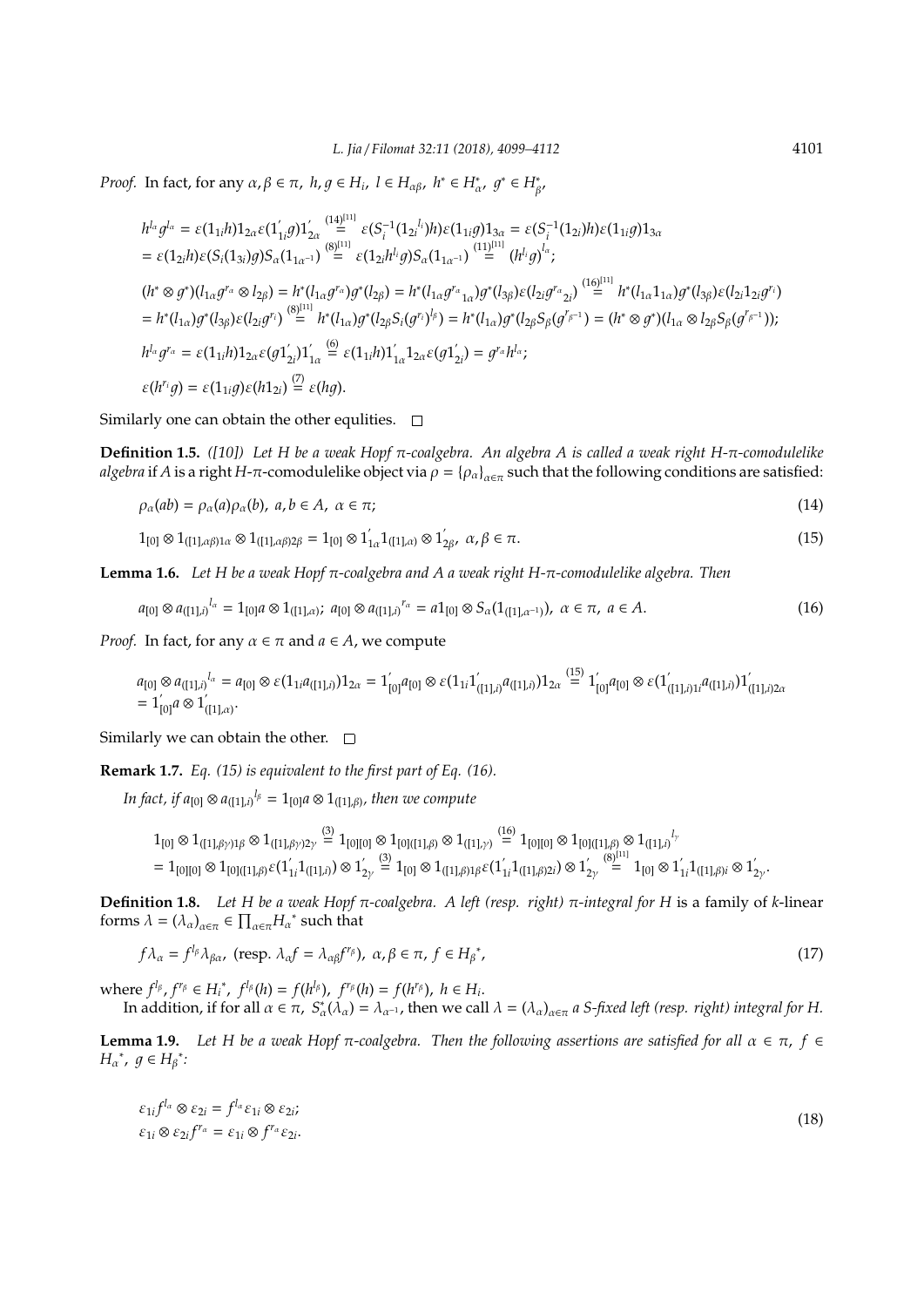*Proof.* In fact, for any $\alpha, \beta \in \pi$, $h, g \in H_i$, $l \in H_{\alpha\beta}$, $h^* \in H^*_\alpha$, $g^* \in H^*_\beta$,

$$
\begin{aligned}
& h^{l_\alpha} g^{l_\alpha} = \varepsilon(1_{1i}h)1_{2\alpha}\varepsilon(1'_{1i}g)1'_{2\alpha} \overset{(14)^{[11]}}{=} \varepsilon(S_i^{-1}(1_{2i}{}^{l_i})h)\varepsilon(1_{1i}g)1_{3\alpha} = \varepsilon(S_i^{-1}(1_{2i})h)\varepsilon(1_{1i}g)1_{3\alpha} \\
& = \varepsilon(1_{2i}h)\varepsilon(S_i(1_{3i})g)S_\alpha(1_{1\alpha^{-1}}) \overset{(8)^{[11]}}{=} \varepsilon(1_{2i}h^{l_i}g)S_\alpha(1_{1\alpha^{-1}}) \overset{(11)^{[11]}}{=} (h^{l_i}g)^{l_\alpha}; \\
& (h^* \otimes g^*)(l_{1\alpha}g^{r_\alpha} \otimes l_{2\beta}) = h^*(l_{1\alpha}g^{r_\alpha})g^*(l_{2\beta}) = h^*(l_{1\alpha}g^{r_\alpha}{}_{1\alpha})g^*(l_{3\beta})\varepsilon(l_{2i}g^{r_\alpha}{}_{2i}) \overset{(16)^{[11]}}{=} h^*(l_{1\alpha}1_{1\alpha})g^*(l_{3\beta})\varepsilon(l_{2i}1_{2i}g^{r_i}) \\
& = h^*(l_{1\alpha})g^*(l_{3\beta})\varepsilon(l_{2i}g^{r_i}) \overset{(8)^{[11]}}{=} h^*(l_{1\alpha})g^*(l_{2\beta}S_i(g^{r_i})^{l_\beta}) = h^*(l_{1\alpha})g^*(l_{2\beta}S_\beta(g^{r_{\beta^{-1}}}) = (h^* \otimes g^*)(l_{1\alpha} \otimes l_{2\beta}S_\beta(g^{r_{\beta^{-1}}})); \\
& h^{l_\alpha} g^{r_\alpha} = \varepsilon(1_{1i}h)1_{2\alpha}\varepsilon(g1'_{2i})1'_{1\alpha} \overset{(6)}{=} \varepsilon(1_{1i}h)1'_{1\alpha}1_{2\alpha}\varepsilon(g1'_{2i}) = g^{r_\alpha}h^{l_\alpha}; \\
& \varepsilon(h^{r_i}g) = \varepsilon(1_{1i}g)\varepsilon(h1_{2i}) \overset{(7)}{=} \varepsilon(hg).
\end{aligned}
$$

Similarly one can obtain the other equlities. $\square$

**Definition 1.5.** *([10]) Let $H$ be a weak Hopf $\pi$-coalgebra. An algebra $A$ is called a weak right $H$-$\pi$-comodulelike algebra* if $A$ is a right $H$-$\pi$-comodulelike object via $\rho = \{\rho_\alpha\}_{\alpha\in\pi}$ such that the following conditions are satisfied:

$$
\rho_\alpha(ab) = \rho_\alpha(a)\rho_\alpha(b),\ a, b \in A,\ \alpha \in \pi; \tag{14}
$$

$$
1_{[0]} \otimes 1_{([1],\alpha\beta)1\alpha} \otimes 1_{([1],\alpha\beta)2\beta} = 1_{[0]} \otimes 1'_{1\alpha}1_{([1],\alpha)} \otimes 1'_{2\beta},\ \alpha, \beta \in \pi. \tag{15}
$$

**Lemma 1.6.** *Let $H$ be a weak Hopf $\pi$-coalgebra and $A$ a weak right $H$-$\pi$-comodulelike algebra. Then*

$$
a_{[0]} \otimes a_{([1],i)}{}^{l_\alpha} = 1_{[0]}a \otimes 1_{([1],\alpha)};\ a_{[0]} \otimes a_{([1],i)}{}^{r_\alpha} = a1_{[0]} \otimes S_\alpha(1_{([1],\alpha^{-1})}),\ \alpha \in \pi,\ a \in A. \tag{16}
$$

*Proof.* In fact, for any $\alpha \in \pi$ and $a \in A$, we compute

$$
\begin{aligned}
& a_{[0]} \otimes a_{([1],i)}{}^{l_\alpha} = a_{[0]} \otimes \varepsilon(1_{1i}a_{([1],i)})1_{2\alpha} = 1'_{[0]}a_{[0]} \otimes \varepsilon(1_{1i}1'_{([1],i)}a_{([1],i)})1_{2\alpha} \overset{(15)}{=} 1'_{[0]}a_{[0]} \otimes \varepsilon(1'_{([1],i)1i}a_{([1],i)})1'_{([1],i)2\alpha} \\
& = 1'_{[0]}a \otimes 1'_{([1],\alpha)}.
\end{aligned}
$$

Similarly we can obtain the other. $\square$

**Remark 1.7.** *Eq. (15) is equivalent to the first part of Eq. (16).*

*In fact, if $a_{[0]} \otimes a_{([1],i)}{}^{l_\beta} = 1_{[0]}a \otimes 1_{([1],\beta)}$, then we compute*

$$
\begin{aligned}
& 1_{[0]} \otimes 1_{([1],\beta\gamma)1\beta} \otimes 1_{([1],\beta\gamma)2\gamma} \overset{(3)}{=} 1_{[0][0]} \otimes 1_{[0]([1],\beta)} \otimes 1_{([1],\gamma)} \overset{(16)}{=} 1_{[0][0]} \otimes 1_{[0]([1],\beta)} \otimes 1_{([1],i)}{}^{l_\gamma} \\
& = 1_{[0][0]} \otimes 1_{[0]([1],\beta)}\varepsilon(1'_{1i}1_{([1],i)}) \otimes 1'_{2\gamma} \overset{(3)}{=} 1_{[0]} \otimes 1_{([1],\beta)1\beta}\varepsilon(1'_{1i}1_{([1],\beta)2i}) \otimes 1'_{2\gamma} \overset{(8)^{[11]}}{=} 1_{[0]} \otimes 1'_{1i}1_{([1],\beta)i} \otimes 1'_{2\gamma}.
\end{aligned}
$$

**Definition 1.8.** *Let $H$ be a weak Hopf $\pi$-coalgebra. A left (resp. right) $\pi$-integral for $H$* is a family of $k$-linear forms $\lambda = (\lambda_\alpha)_{\alpha\in\pi} \in \prod_{\alpha\in\pi} {H_\alpha}^*$ such that

$$
f\lambda_\alpha = f^{l_\beta}\lambda_{\beta\alpha},\ (\text{resp. } \lambda_\alpha f = \lambda_{\alpha\beta}f^{r_\beta}),\ \alpha, \beta \in \pi,\ f \in {H_\beta}^*, \tag{17}
$$

where $f^{l_\beta}, f^{r_\beta} \in {H_i}^*$, $f^{l_\beta}(h) = f(h^{l_\beta})$, $f^{r_\beta}(h) = f(h^{r_\beta})$, $h \in H_i$.

In addition, if for all $\alpha \in \pi$, $S^*_\alpha(\lambda_\alpha) = \lambda_{\alpha^{-1}}$, then we call *$\lambda = (\lambda_\alpha)_{\alpha\in\pi}$ a S-fixed left (resp. right) integral for $H$.*

**Lemma 1.9.** *Let $H$ be a weak Hopf $\pi$-coalgebra. Then the following assertions are satisfied for all $\alpha \in \pi$, $f \in {H_\alpha}^*$, $g \in {H_\beta}^*$:*

$$
\begin{aligned}
& \varepsilon_{1i}f^{l_\alpha} \otimes \varepsilon_{2i} = f^{l_\alpha}\varepsilon_{1i} \otimes \varepsilon_{2i}; \\
& \varepsilon_{1i} \otimes \varepsilon_{2i}f^{r_\alpha} = \varepsilon_{1i} \otimes f^{r_\alpha}\varepsilon_{2i}.
\end{aligned} \tag{18}
$$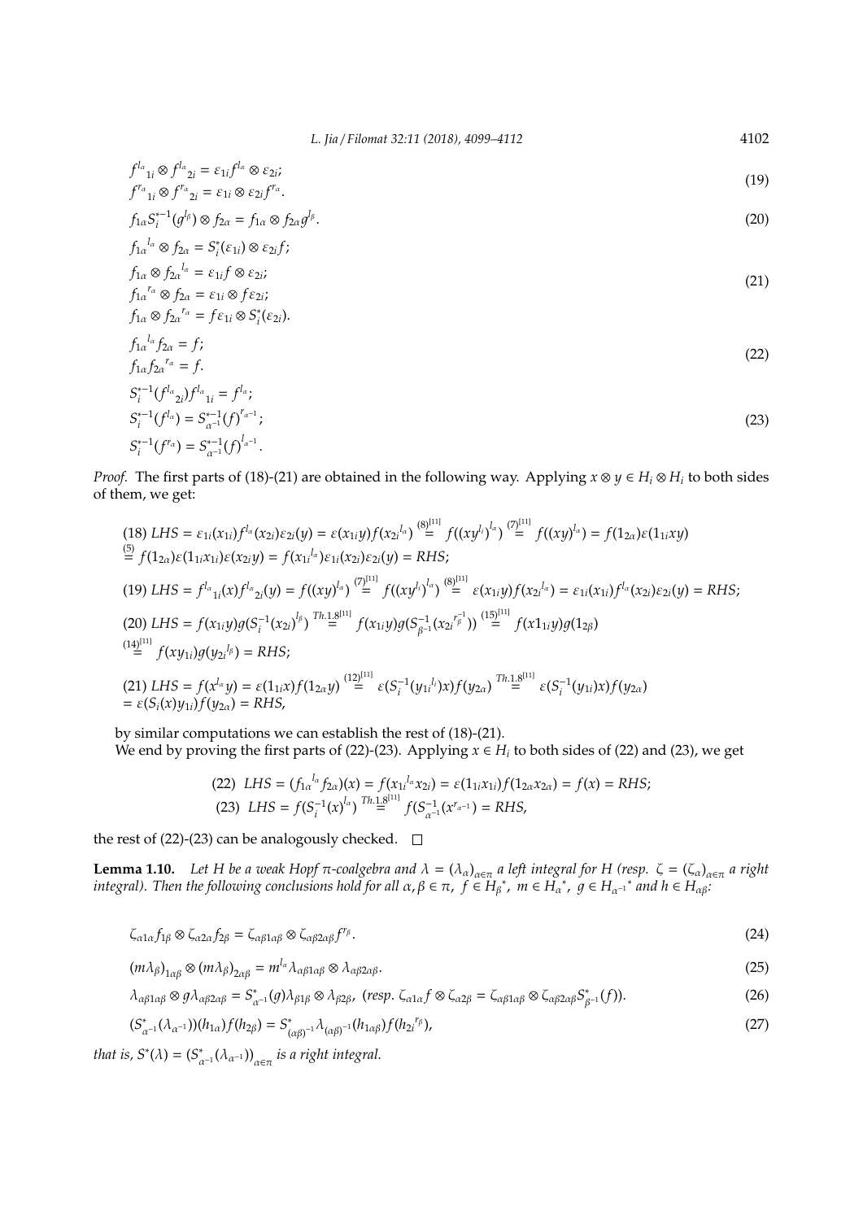$$
\begin{aligned}
&{f^{l_\alpha}}_{1i} \otimes {f^{l_\alpha}}_{2i} = \varepsilon_{1i} f^{l_\alpha} \otimes \varepsilon_{2i};\\
&{f^{r_\alpha}}_{1i} \otimes {f^{r_\alpha}}_{2i} = \varepsilon_{1i} \otimes \varepsilon_{2i} f^{r_\alpha}.
\end{aligned} \tag{19}
$$

$$
f_{1\alpha} S_i^{*-1}(g^{l_\beta}) \otimes f_{2\alpha} = f_{1\alpha} \otimes f_{2\alpha} g^{l_\beta}. \tag{20}
$$

$$
\begin{aligned}
&{f_{1\alpha}}^{l_\alpha} \otimes f_{2\alpha} = S_i^*(\varepsilon_{1i}) \otimes \varepsilon_{2i} f;\\
&f_{1\alpha} \otimes {f_{2\alpha}}^{l_\alpha} = \varepsilon_{1i} f \otimes \varepsilon_{2i};\\
&{f_{1\alpha}}^{r_\alpha} \otimes f_{2\alpha} = \varepsilon_{1i} \otimes f \varepsilon_{2i};\\
&f_{1\alpha} \otimes {f_{2\alpha}}^{r_\alpha} = f \varepsilon_{1i} \otimes S_i^*(\varepsilon_{2i}).
\end{aligned} \tag{21}
$$

$$
\begin{aligned}
&{f_{1\alpha}}^{l_\alpha} f_{2\alpha} = f;\\
&f_{1\alpha} {f_{2\alpha}}^{r_\alpha} = f.
\end{aligned} \tag{22}
$$

$$
\begin{aligned}
&S_i^{*-1}({f^{l_\alpha}}_{2i}) {f^{l_\alpha}}_{1i} = f^{l_\alpha};\\
&S_i^{*-1}(f^{l_\alpha}) = S_{\alpha^{-1}}^{*-1}(f)^{r_{\alpha^{-1}}};\\
&S_i^{*-1}(f^{r_\alpha}) = S_{\alpha^{-1}}^{*-1}(f)^{l_{\alpha^{-1}}}.
\end{aligned} \tag{23}
$$

*Proof.* The first parts of (18)-(21) are obtained in the following way. Applying $x \otimes y \in H_i \otimes H_i$ to both sides of them, we get:

$$
\begin{aligned}
&(18)\ LHS = \varepsilon_{1i}(x_{1i}) f^{l_\alpha}(x_{2i}) \varepsilon_{2i}(y) = \varepsilon(x_{1i}y) f({x_{2i}}^{l_\alpha}) \overset{(8)^{[11]}}{=} f(({xy^{l_i}})^{l_\alpha}) \overset{(7)^{[11]}}{=} f((xy)^{l_\alpha}) = f(1_{2\alpha})\varepsilon(1_{1i}xy)\\
&\overset{(5)}{=} f(1_{2\alpha})\varepsilon(1_{1i}x_{1i})\varepsilon(x_{2i}y) = f({x_{1i}}^{l_\alpha})\varepsilon_{1i}(x_{2i})\varepsilon_{2i}(y) = RHS;\\
&(19)\ LHS = {f^{l_\alpha}}_{1i}(x) {f^{l_\alpha}}_{2i}(y) = f((xy)^{l_\alpha}) \overset{(7)^{[11]}}{=} f(({xy^{l_i}})^{l_\alpha}) \overset{(8)^{[11]}}{=} \varepsilon(x_{1i}y) f({x_{2i}}^{l_\alpha}) = \varepsilon_{1i}(x_{1i}) f^{l_\alpha}(x_{2i}) \varepsilon_{2i}(y) = RHS;\\
&(20)\ LHS = f(x_{1i}y) g(S_i^{-1}(x_{2i})^{l_\beta}) \overset{Th.1.8^{[11]}}{=} f(x_{1i}y) g(S_{\beta^{-1}}^{-1}({x_{2i}}^{r_\beta^{-1}})) \overset{(15)^{[11]}}{=} f(x1_{1i}y) g(1_{2\beta})\\
&\overset{(14)^{[11]}}{=} f(xy_{1i}) g({y_{2i}}^{l_\beta}) = RHS;\\
&(21)\ LHS = f(x^{l_\alpha}y) = \varepsilon(1_{1i}x) f(1_{2\alpha}y) \overset{(12)^{[11]}}{=} \varepsilon(S_i^{-1}({y_{1i}}^{l_i})x) f(y_{2\alpha}) \overset{Th.1.8^{[11]}}{=} \varepsilon(S_i^{-1}(y_{1i})x) f(y_{2\alpha})\\
&= \varepsilon(S_i(x) y_{1i}) f(y_{2\alpha}) = RHS,
\end{aligned}
$$

by similar computations we can establish the rest of (18)-(21).
We end by proving the first parts of (22)-(23). Applying $x \in H_i$ to both sides of (22) and (23), we get

$$
\begin{aligned}
&(22)\ \ LHS = ({f_{1\alpha}}^{l_\alpha} f_{2\alpha})(x) = f({x_{1i}}^{l_\alpha} x_{2i}) = \varepsilon(1_{1i}x_{1i}) f(1_{2\alpha}x_{2\alpha}) = f(x) = RHS;\\
&(23)\ \ LHS = f(S_i^{-1}(x)^{l_\alpha}) \overset{Th.1.8^{[11]}}{=} f(S_{\alpha^{-1}}^{-1}(x^{r_{\alpha^{-1}}})) = RHS,
\end{aligned}
$$

the rest of (22)-(23) can be analogously checked. □

**Lemma 1.10.** *Let $H$ be a weak Hopf $\pi$-coalgebra and $\lambda = (\lambda_\alpha)_{\alpha\in\pi}$ a left integral for $H$ (resp. $\zeta = (\zeta_\alpha)_{\alpha\in\pi}$ a right integral). Then the following conclusions hold for all $\alpha, \beta \in \pi$, $f \in {H_\beta}^*$, $m \in {H_\alpha}^*$, $g \in {H_{\alpha^{-1}}}^*$ and $h \in H_{\alpha\beta}$:*

$$
\zeta_{\alpha 1\alpha} f_{1\beta} \otimes \zeta_{\alpha 2\alpha} f_{2\beta} = \zeta_{\alpha\beta 1\alpha\beta} \otimes \zeta_{\alpha\beta 2\alpha\beta} f^{r_\beta}. \tag{24}
$$

$$
(m\lambda_\beta)_{1\alpha\beta} \otimes (m\lambda_\beta)_{2\alpha\beta} = m^{l_\alpha} \lambda_{\alpha\beta 1\alpha\beta} \otimes \lambda_{\alpha\beta 2\alpha\beta}. \tag{25}
$$

$$
\lambda_{\alpha\beta 1\alpha\beta} \otimes g\lambda_{\alpha\beta 2\alpha\beta} = S_{\alpha^{-1}}^*(g)\lambda_{\beta 1\beta} \otimes \lambda_{\beta 2\beta},\ (resp.\ \zeta_{\alpha 1\alpha} f \otimes \zeta_{\alpha 2\beta} = \zeta_{\alpha\beta 1\alpha\beta} \otimes \zeta_{\alpha\beta 2\alpha\beta} S_{\beta^{-1}}^*(f)). \tag{26}
$$

$$
(S_{\alpha^{-1}}^*(\lambda_{\alpha^{-1}}))(h_{1\alpha}) f(h_{2\beta}) = S_{(\alpha\beta)^{-1}}^* \lambda_{(\alpha\beta)^{-1}}(h_{1\alpha\beta}) f({h_{2i}}^{r_\beta}), \tag{27}
$$

*that is, $S^*(\lambda) = \left(S_{\alpha^{-1}}^*(\lambda_{\alpha^{-1}})\right)_{\alpha\in\pi}$ is a right integral.*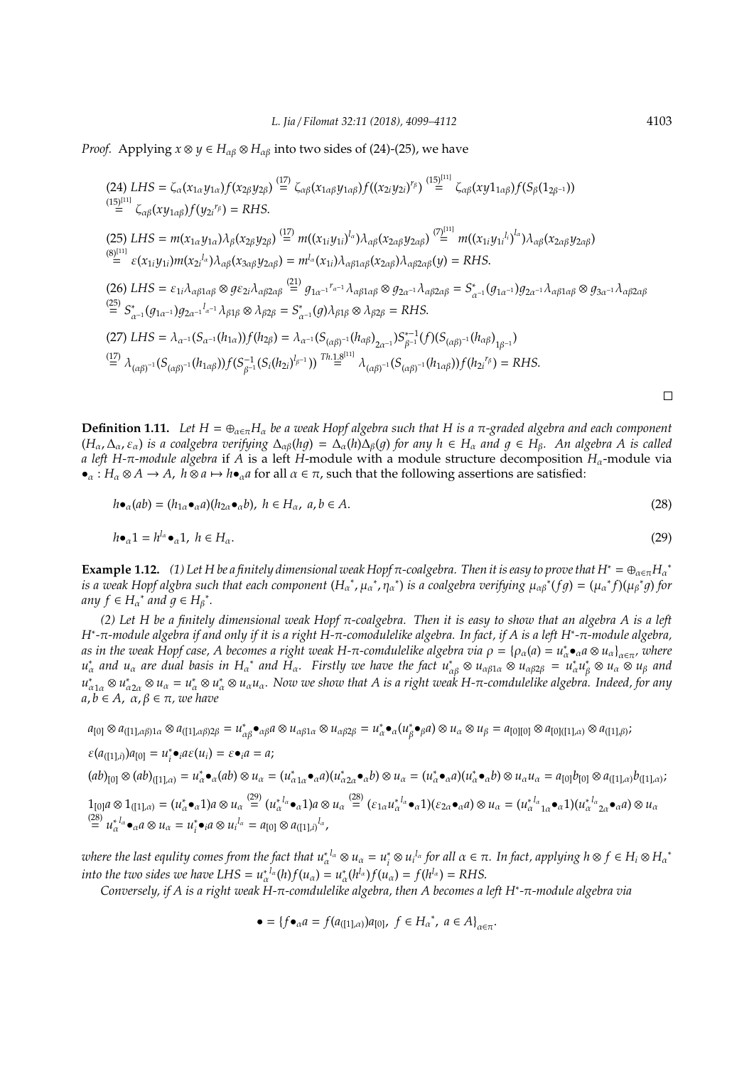*Proof.* Applying $x \otimes y \in H_{\alpha\beta} \otimes H_{\alpha\beta}$ into two sides of (24)-(25), we have

$$(24)\ LHS = \zeta_\alpha(x_{1\alpha}y_{1\alpha})f(x_{2\beta}y_{2\beta}) \overset{(17)}{=} \zeta_{\alpha\beta}(x_{1\alpha\beta}y_{1\alpha\beta})f((x_{2i}y_{2i})^{r_\beta}) \overset{(15)^{[11]}}{=} \zeta_{\alpha\beta}(xy1_{1\alpha\beta})f(S_\beta(1_{2\beta^{-1}}))$$
$$\overset{(15)^{[11]}}{=} \zeta_{\alpha\beta}(xy_{1\alpha\beta})f({y_{2i}}^{r_\beta}) = RHS.$$

$$(25)\ LHS = m(x_{1\alpha}y_{1\alpha})\lambda_\beta(x_{2\beta}y_{2\beta}) \overset{(17)}{=} m((x_{1i}y_{1i})^{l_\alpha})\lambda_{\alpha\beta}(x_{2\alpha\beta}y_{2\alpha\beta}) \overset{(7)^{[11]}}{=} m((x_{1i}{y_{1i}}^{l_i})^{l_\alpha})\lambda_{\alpha\beta}(x_{2\alpha\beta}y_{2\alpha\beta})$$
$$\overset{(8)^{[11]}}{=} \varepsilon(x_{1i}y_{1i})m({x_{2i}}^{l_\alpha})\lambda_{\alpha\beta}(x_{3\alpha\beta}y_{2\alpha\beta}) = m^{l_\alpha}(x_{1i})\lambda_{\alpha\beta 1\alpha\beta}(x_{2\alpha\beta})\lambda_{\alpha\beta 2\alpha\beta}(y) = RHS.$$

$$(26)\ LHS = \varepsilon_{1i}\lambda_{\alpha\beta 1\alpha\beta} \otimes g\varepsilon_{2i}\lambda_{\alpha\beta 2\alpha\beta} \overset{(21)}{=} g_{1\alpha^{-1}}{}^{r_{\alpha^{-1}}}\lambda_{\alpha\beta 1\alpha\beta} \otimes g_{2\alpha^{-1}}\lambda_{\alpha\beta 2\alpha\beta} = S^*_{\alpha^{-1}}(g_{1\alpha^{-1}})g_{2\alpha^{-1}}\lambda_{\alpha\beta 1\alpha\beta} \otimes g_{3\alpha^{-1}}\lambda_{\alpha\beta 2\alpha\beta}$$
$$\overset{(25)}{=} S^*_{\alpha^{-1}}(g_{1\alpha^{-1}})g_{2\alpha^{-1}}{}^{l_{\alpha^{-1}}}\lambda_{\beta 1\beta} \otimes \lambda_{\beta 2\beta} = S^*_{\alpha^{-1}}(g)\lambda_{\beta 1\beta} \otimes \lambda_{\beta 2\beta} = RHS.$$

$$(27)\ LHS = \lambda_{\alpha^{-1}}(S_{\alpha^{-1}}(h_{1\alpha}))f(h_{2\beta}) = \lambda_{\alpha^{-1}}(S_{(\alpha\beta)^{-1}}(h_{\alpha\beta})_{2\alpha^{-1}})S^{*-1}_{\beta^{-1}}(f)(S_{(\alpha\beta)^{-1}}(h_{\alpha\beta})_{1\beta^{-1}})$$
$$\overset{(17)}{=} \lambda_{(\alpha\beta)^{-1}}(S_{(\alpha\beta)^{-1}}(h_{1\alpha\beta}))f(S^{-1}_{\beta^{-1}}(S_i(h_{2i})^{l_{\beta^{-1}}})) \overset{Th.1.8^{[11]}}{=} \lambda_{(\alpha\beta)^{-1}}(S_{(\alpha\beta)^{-1}}(h_{1\alpha\beta}))f({h_{2i}}^{r_\beta}) = RHS.$$

□

**Definition 1.11.** *Let $H = \oplus_{\alpha\in\pi}H_\alpha$ be a weak Hopf algebra such that $H$ is a $\pi$-graded algebra and each component $(H_\alpha, \Delta_\alpha, \varepsilon_\alpha)$ is a coalgebra verifying $\Delta_{\alpha\beta}(hg) = \Delta_\alpha(h)\Delta_\beta(g)$ for any $h \in H_\alpha$ and $g \in H_\beta$. An algebra $A$ is called a left $H$-$\pi$-module algebra* if $A$ is a left $H$-module with a module structure decomposition $H_\alpha$-module via $\bullet_\alpha : H_\alpha \otimes A \to A$, $h \otimes a \mapsto h\bullet_\alpha a$ for all $\alpha \in \pi$, such that the following assertions are satisfied:

$$h\bullet_\alpha(ab) = (h_{1\alpha}\bullet_\alpha a)(h_{2\alpha}\bullet_\alpha b),\ h \in H_\alpha,\ a, b \in A. \tag{28}$$

$$h\bullet_\alpha 1 = h^{l_\alpha}\bullet_\alpha 1,\ h \in H_\alpha. \tag{29}$$

**Example 1.12.** *(1) Let $H$ be a finitely dimensional weak Hopf $\pi$-coalgebra. Then it is easy to prove that $H^* = \oplus_{\alpha\in\pi}{H_\alpha}^*$ is a weak Hopf algbra such that each component $({H_\alpha}^*, {\mu_\alpha}^*, {\eta_\alpha}^*)$ is a coalgebra verifying ${\mu_{\alpha\beta}}^*(fg) = ({\mu_\alpha}^* f)({\mu_\beta}^* g)$ for any $f \in {H_\alpha}^*$ and $g \in {H_\beta}^*$.*

*(2) Let $H$ be a finitely dimensional weak Hopf $\pi$-coalgebra. Then it is easy to show that an algebra $A$ is a left $H^*$-$\pi$-module algebra if and only if it is a right $H$-$\pi$-comodulelike algebra. In fact, if $A$ is a left $H^*$-$\pi$-module algebra, as in the weak Hopf case, $A$ becomes a right weak $H$-$\pi$-comdulelike algebra via $\rho = \{\rho_\alpha(a) = u^*_\alpha\bullet_\alpha a \otimes u_\alpha\}_{\alpha\in\pi}$, where $u^*_\alpha$ and $u_\alpha$ are dual basis in ${H_\alpha}^*$ and $H_\alpha$. Firstly we have the fact $u^*_{\alpha\beta} \otimes u_{\alpha\beta 1\alpha} \otimes u_{\alpha\beta 2\beta} = u^*_\alpha u^*_\beta \otimes u_\alpha \otimes u_\beta$ and $u^*_{\alpha 1\alpha} \otimes u^*_{\alpha 2\alpha} \otimes u_\alpha = u^*_\alpha \otimes u^*_\alpha \otimes u_\alpha u_\alpha$. Now we show that $A$ is a right weak $H$-$\pi$-comdulelike algebra. Indeed, for any $a, b \in A$, $\alpha, \beta \in \pi$, we have*

$$a_{[0]} \otimes a_{([1],\alpha\beta)1\alpha} \otimes a_{([1],\alpha\beta)2\beta} = u^*_{\alpha\beta}\bullet_{\alpha\beta}a \otimes u_{\alpha\beta 1\alpha} \otimes u_{\alpha\beta 2\beta} = u^*_\alpha\bullet_\alpha(u^*_\beta\bullet_\beta a) \otimes u_\alpha \otimes u_\beta = a_{[0][0]} \otimes a_{[0]([1],\alpha)} \otimes a_{([1],\beta)};$$

$$\varepsilon(a_{([1],i)})a_{[0]} = u^*_i\bullet_i a\varepsilon(u_i) = \varepsilon\bullet_i a = a;$$

$$(ab)_{[0]} \otimes (ab)_{([1],\alpha)} = u^*_\alpha\bullet_\alpha(ab) \otimes u_\alpha = (u^*_{\alpha 1\alpha}\bullet_\alpha a)(u^*_{\alpha 2\alpha}\bullet_\alpha b) \otimes u_\alpha = (u^*_\alpha\bullet_\alpha a)(u^*_\alpha\bullet_\alpha b) \otimes u_\alpha u_\alpha = a_{[0]}b_{[0]} \otimes a_{([1],\alpha)}b_{([1],\alpha)};$$

$$1_{[0]}a \otimes 1_{([1],\alpha)} = (u^*_\alpha\bullet_\alpha 1)a \otimes u_\alpha \overset{(29)}{=} ({u^*_\alpha}^{l_\alpha}\bullet_\alpha 1)a \otimes u_\alpha \overset{(28)}{=} (\varepsilon_{1\alpha}{u^*_\alpha}^{l_\alpha}\bullet_\alpha 1)(\varepsilon_{2\alpha}\bullet_\alpha a) \otimes u_\alpha = ({u^*_\alpha}^{l_\alpha}{}_{1\alpha}\bullet_\alpha 1)({u^*_\alpha}^{l_\alpha}{}_{2\alpha}\bullet_\alpha a) \otimes u_\alpha$$
$$\overset{(28)}{=} {u^*_\alpha}^{l_\alpha}\bullet_\alpha a \otimes u_\alpha = u^*_i\bullet_i a \otimes {u_i}^{l_\alpha} = a_{[0]} \otimes {a_{([1],i)}}^{l_\alpha},$$

*where the last equlity comes from the fact that ${u^*_\alpha}^{l_\alpha} \otimes u_\alpha = u^*_i \otimes {u_i}^{l_\alpha}$ for all $\alpha \in \pi$. In fact, applying $h \otimes f \in H_i \otimes {H_\alpha}^*$ into the two sides we have $LHS = {u^*_\alpha}^{l_\alpha}(h)f(u_\alpha) = u^*_\alpha(h^{l_\alpha})f(u_\alpha) = f(h^{l_\alpha}) = RHS$.*

*Conversely, if $A$ is a right weak $H$-$\pi$-comdulelike algebra, then $A$ becomes a left $H^*$-$\pi$-module algebra via*

$$\bullet = \{f\bullet_\alpha a = f(a_{([1],\alpha)})a_{[0]},\ f \in {H_\alpha}^*,\ a \in A\}_{\alpha\in\pi}.$$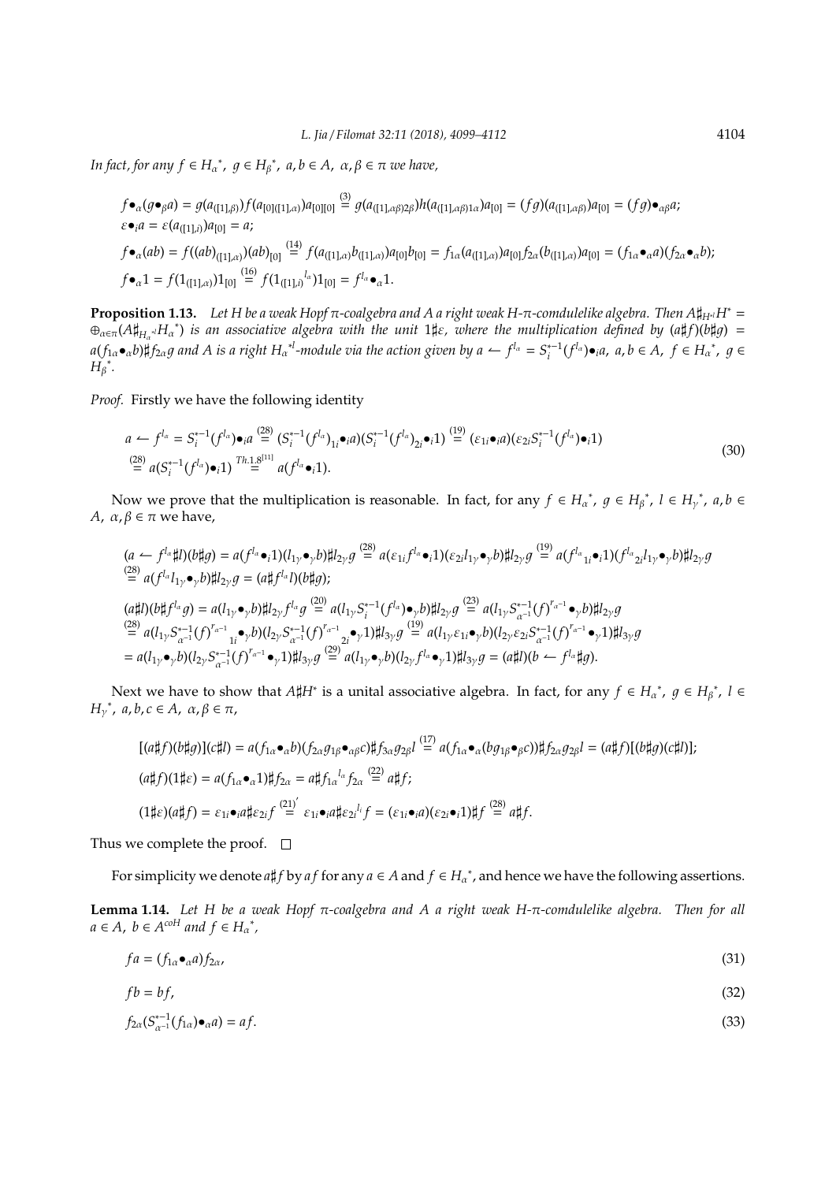*In fact, for any $f \in {H_\alpha}^*$, $g \in {H_\beta}^*$, $a, b \in A$, $\alpha, \beta \in \pi$ we have,*

$$
\begin{aligned}
& f\bullet_\alpha(g\bullet_\beta a) = g(a_{([1],\beta)})f(a_{[0]([1],\alpha)})a_{[0][0]} \overset{(3)}{=} g(a_{([1],\alpha\beta)2\beta})h(a_{([1],\alpha\beta)1\alpha})a_{[0]} = (fg)(a_{([1],\alpha\beta)})a_{[0]} = (fg)\bullet_{\alpha\beta}a; \\
& \varepsilon\bullet_i a = \varepsilon(a_{([1],i)})a_{[0]} = a; \\
& f\bullet_\alpha(ab) = f((ab)_{([1],\alpha)})(ab)_{[0]} \overset{(14)}{=} f(a_{([1],\alpha)}b_{([1],\alpha)})a_{[0]}b_{[0]} = f_{1\alpha}(a_{([1],\alpha)})a_{[0]}f_{2\alpha}(b_{([1],\alpha)})a_{[0]} = (f_{1\alpha}\bullet_\alpha a)(f_{2\alpha}\bullet_\alpha b); \\
& f\bullet_\alpha 1 = f(1_{([1],\alpha)})1_{[0]} \overset{(16)}{=} f(1_{([1],i)}{}^{l_\alpha})1_{[0]} = f^{l_\alpha}\bullet_\alpha 1.
\end{aligned}
$$

**Proposition 1.13.** *Let $H$ be a weak Hopf $\pi$-coalgebra and $A$ a right weak $H$-$\pi$-comdulelike algebra. Then $A\sharp_{H^{*l}}H^* = \oplus_{\alpha\in\pi}(A\sharp_{{H_\alpha}^{*l}}{H_\alpha}^*)$ is an associative algebra with the unit $1\sharp\varepsilon$, where the multiplication defined by $(a\sharp f)(b\sharp g) = a(f_{1\alpha}\bullet_\alpha b)\sharp f_{2\alpha}g$ and $A$ is a right ${H_\alpha}^{*l}$-module via the action given by $a \leftharpoondown f^{l_\alpha} = S_i^{*-1}(f^{l_\alpha})\bullet_i a$, $a, b \in A$, $f \in {H_\alpha}^*$, $g \in {H_\beta}^*$.*

*Proof.* Firstly we have the following identity

$$
\begin{aligned}
a \leftharpoondown f^{l_\alpha} &= S_i^{*-1}(f^{l_\alpha})\bullet_i a \overset{(28)}{=} (S_i^{*-1}(f^{l_\alpha})_{1i}\bullet_i a)(S_i^{*-1}(f^{l_\alpha})_{2i}\bullet_i 1) \overset{(19)}{=} (\varepsilon_{1i}\bullet_i a)(\varepsilon_{2i}S_i^{*-1}(f^{l_\alpha})\bullet_i 1) \\
&\overset{(28)}{=} a(S_i^{*-1}(f^{l_\alpha})\bullet_i 1) \overset{Th.1.8^{[11]}}{=} a(f^{l_\alpha}\bullet_i 1).
\end{aligned} \tag{30}
$$

Now we prove that the multiplication is reasonable. In fact, for any $f \in {H_\alpha}^*$, $g \in {H_\beta}^*$, $l \in {H_\gamma}^*$, $a, b \in A$, $\alpha, \beta \in \pi$ we have,

$$
\begin{aligned}
& (a \leftharpoondown f^{l_\alpha}\sharp l)(b\sharp g) = a(f^{l_\alpha}\bullet_i 1)(l_{1\gamma}\bullet_\gamma b)\sharp l_{2\gamma}g \overset{(28)}{=} a(\varepsilon_{1i}f^{l_\alpha}\bullet_i 1)(\varepsilon_{2i}l_{1\gamma}\bullet_\gamma b)\sharp l_{2\gamma}g \overset{(19)}{=} a(f^{l_\alpha}{}_{1i}\bullet_i 1)(f^{l_\alpha}{}_{2i}l_{1\gamma}\bullet_\gamma b)\sharp l_{2\gamma}g \\
& \overset{(28)}{=} a(f^{l_\alpha}l_{1\gamma}\bullet_\gamma b)\sharp l_{2\gamma}g = (a\sharp f^{l_\alpha}l)(b\sharp g); \\
& (a\sharp l)(b\sharp f^{l_\alpha}g) = a(l_{1\gamma}\bullet_\gamma b)\sharp l_{2\gamma}f^{l_\alpha}g \overset{(20)}{=} a(l_{1\gamma}S_i^{*-1}(f^{l_\alpha})\bullet_\gamma b)\sharp l_{2\gamma}g \overset{(23)}{=} a(l_{1\gamma}S_{\alpha^{-1}}^{*-1}(f)^{r_{\alpha^{-1}}}\bullet_\gamma b)\sharp l_{2\gamma}g \\
& \overset{(28)}{=} a(l_{1\gamma}S_{\alpha^{-1}}^{*-1}(f)^{r_{\alpha^{-1}}}{}_{1i}\bullet_\gamma b)(l_{2\gamma}S_{\alpha^{-1}}^{*-1}(f)^{r_{\alpha^{-1}}}{}_{2i}\bullet_\gamma 1)\sharp l_{3\gamma}g \overset{(19)}{=} a(l_{1\gamma}\varepsilon_{1i}\bullet_\gamma b)(l_{2\gamma}\varepsilon_{2i}S_{\alpha^{-1}}^{*-1}(f)^{r_{\alpha^{-1}}}\bullet_\gamma 1)\sharp l_{3\gamma}g \\
& = a(l_{1\gamma}\bullet_\gamma b)(l_{2\gamma}S_{\alpha^{-1}}^{*-1}(f)^{r_{\alpha^{-1}}}\bullet_\gamma 1)\sharp l_{3\gamma}g \overset{(29)}{=} a(l_{1\gamma}\bullet_\gamma b)(l_{2\gamma}f^{l_\alpha}\bullet_\gamma 1)\sharp l_{3\gamma}g = (a\sharp l)(b \leftharpoondown f^{l_\alpha}\sharp g).
\end{aligned}
$$

Next we have to show that $A\sharp H^*$ is a unital associative algebra. In fact, for any $f \in {H_\alpha}^*$, $g \in {H_\beta}^*$, $l \in {H_\gamma}^*$, $a, b, c \in A$, $\alpha, \beta \in \pi$,

$$
\begin{aligned}
& [(a\sharp f)(b\sharp g)](c\sharp l) = a(f_{1\alpha}\bullet_\alpha b)(f_{2\alpha}g_{1\beta}\bullet_{\alpha\beta}c)\sharp f_{3\alpha}g_{2\beta}l \overset{(17)}{=} a(f_{1\alpha}\bullet_\alpha(bg_{1\beta}\bullet_\beta c))\sharp f_{2\alpha}g_{2\beta}l = (a\sharp f)[(b\sharp g)(c\sharp l)]; \\
& (a\sharp f)(1\sharp\varepsilon) = a(f_{1\alpha}\bullet_\alpha 1)\sharp f_{2\alpha} = a\sharp f_{1\alpha}{}^{l_\alpha}f_{2\alpha} \overset{(22)}{=} a\sharp f; \\
& (1\sharp\varepsilon)(a\sharp f) = \varepsilon_{1i}\bullet_i a\sharp\varepsilon_{2i}f \overset{(21)'}{=} \varepsilon_{1i}\bullet_i a\sharp\varepsilon_{2i}{}^{l_i}f = (\varepsilon_{1i}\bullet_i a)(\varepsilon_{2i}\bullet_i 1)\sharp f \overset{(28)}{=} a\sharp f.
\end{aligned}
$$

Thus we complete the proof. $\square$

For simplicity we denote $a\sharp f$ by $af$ for any $a \in A$ and $f \in {H_\alpha}^*$, and hence we have the following assertions.

**Lemma 1.14.** *Let $H$ be a weak Hopf $\pi$-coalgebra and $A$ a right weak $H$-$\pi$-comdulelike algebra. Then for all $a \in A$, $b \in A^{coH}$ and $f \in {H_\alpha}^*$,*

$$fa = (f_{1\alpha}\bullet_\alpha a)f_{2\alpha}, \tag{31}$$

$$fb = bf, \tag{32}$$

$$f_{2\alpha}(S_{\alpha^{-1}}^{*-1}(f_{1\alpha})\bullet_\alpha a) = af. \tag{33}$$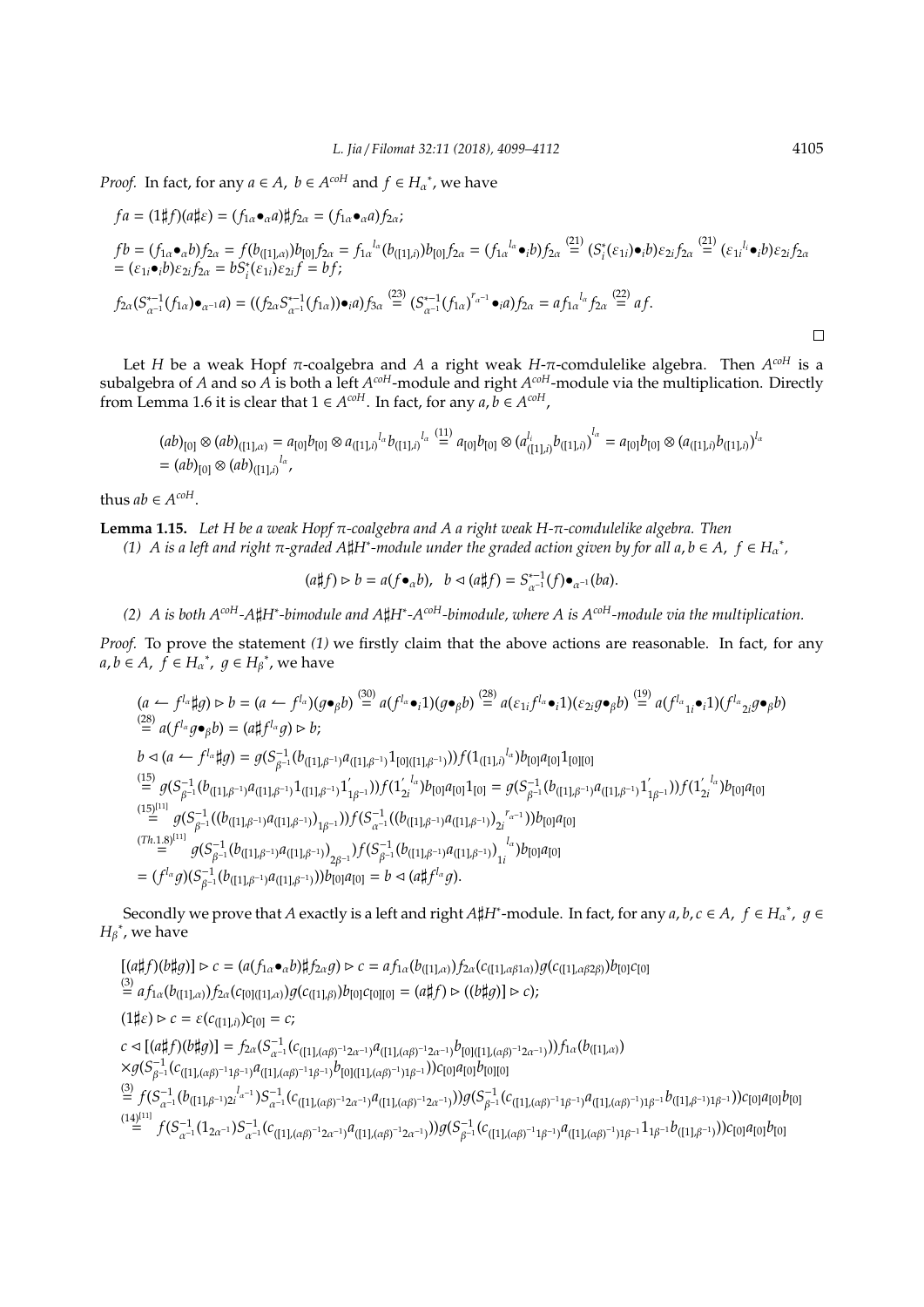*Proof.* In fact, for any $a \in A$, $b \in A^{coH}$ and $f \in H_\alpha{}^*$, we have

$$fa = (1\sharp f)(a\sharp \varepsilon) = (f_{1\alpha}\bullet_\alpha a)\sharp f_{2\alpha} = (f_{1\alpha}\bullet_\alpha a)f_{2\alpha};$$

$$fb = (f_{1\alpha}\bullet_\alpha b)f_{2\alpha} = f(b_{([1],\alpha)})b_{[0]}f_{2\alpha} = f_{1\alpha}{}^{l_\alpha}(b_{([1],i)})b_{[0]}f_{2\alpha} = (f_{1\alpha}{}^{l_\alpha}\bullet_i b)f_{2\alpha} \overset{(21)}{=} (S_i^*(\varepsilon_{1i})\bullet_i b)\varepsilon_{2i}f_{2\alpha} \overset{(21)}{=} (\varepsilon_{1i}{}^{l_i}\bullet_i b)\varepsilon_{2i}f_{2\alpha}$$
$$= (\varepsilon_{1i}\bullet_i b)\varepsilon_{2i}f_{2\alpha} = bS_i^*(\varepsilon_{1i})\varepsilon_{2i}f = bf;$$

$$f_{2\alpha}(S^{*-1}_{\alpha^{-1}}(f_{1\alpha})\bullet_{\alpha^{-1}}a) = ((f_{2\alpha}S^{*-1}_{\alpha^{-1}}(f_{1\alpha}))\bullet_i a)f_{3\alpha} \overset{(23)}{=} (S^{*-1}_{\alpha^{-1}}(f_{1\alpha})^{r_{\alpha^{-1}}}\bullet_i a)f_{2\alpha} = af_{1\alpha}{}^{l_\alpha}f_{2\alpha} \overset{(22)}{=} af.$$

□

Let $H$ be a weak Hopf $\pi$-coalgebra and $A$ a right weak $H$-$\pi$-comdulelike algebra. Then $A^{coH}$ is a subalgebra of $A$ and so $A$ is both a left $A^{coH}$-module and right $A^{coH}$-module via the multiplication. Directly from Lemma 1.6 it is clear that $1 \in A^{coH}$. In fact, for any $a, b \in A^{coH}$,

$$(ab)_{[0]} \otimes (ab)_{([1],\alpha)} = a_{[0]}b_{[0]} \otimes a_{([1],i)}{}^{l_\alpha}b_{([1],i)}{}^{l_\alpha} \overset{(11)}{=} a_{[0]}b_{[0]} \otimes (a^{l_i}_{([1],i)}b_{([1],i)})^{l_\alpha} = a_{[0]}b_{[0]} \otimes (a_{([1],i)}b_{([1],i)})^{l_\alpha}$$
$$= (ab)_{[0]} \otimes (ab)_{([1],i)}{}^{l_\alpha},$$

thus $ab \in A^{coH}$.

**Lemma 1.15.** *Let $H$ be a weak Hopf $\pi$-coalgebra and $A$ a right weak $H$-$\pi$-comdulelike algebra. Then*

*(1) $A$ is a left and right $\pi$-graded $A\sharp H^*$-module under the graded action given by for all $a, b \in A$, $f \in H_\alpha{}^*$,*

$$(a\sharp f) \rhd b = a(f\bullet_\alpha b), \quad b \lhd (a\sharp f) = S^{*-1}_{\alpha^{-1}}(f)\bullet_{\alpha^{-1}}(ba).$$

*(2) $A$ is both $A^{coH}$-$A\sharp H^*$-bimodule and $A\sharp H^*$-$A^{coH}$-bimodule, where $A$ is $A^{coH}$-module via the multiplication.*

*Proof.* To prove the statement *(1)* we firstly claim that the above actions are reasonable. In fact, for any $a, b \in A$, $f \in H_\alpha{}^*$, $g \in H_\beta{}^*$, we have

$$(a \leftharpoonup f^{l_\alpha}\sharp g) \rhd b = (a \leftharpoonup f^{l_\alpha})(g\bullet_\beta b) \overset{(30)}{=} a(f^{l_\alpha}\bullet_i 1)(g\bullet_\beta b) \overset{(28)}{=} a(\varepsilon_{1i}f^{l_\alpha}\bullet_i 1)(\varepsilon_{2i}g\bullet_\beta b) \overset{(19)}{=} a(f^{l_\alpha}{}_{1i}\bullet_i 1)(f^{l_\alpha}{}_{2i}g\bullet_\beta b)$$
$$\overset{(28)}{=} a(f^{l_\alpha}g\bullet_\beta b) = (a\sharp f^{l_\alpha}g) \rhd b;$$

$$b \lhd (a \leftharpoonup f^{l_\alpha}\sharp g) = g(S^{-1}_{\beta^{-1}}(b_{([1],\beta^{-1})}a_{([1],\beta^{-1})}1_{[0]([1],\beta^{-1})}))f(1_{([1],i)}{}^{l_\alpha})b_{[0]}a_{[0]}1_{[0][0]}$$
$$\overset{(15)}{=} g(S^{-1}_{\beta^{-1}}(b_{([1],\beta^{-1})}a_{([1],\beta^{-1})}1_{([1],\beta^{-1})}1'_{1\beta^{-1}}))f(1'_{2i}{}^{l_\alpha})b_{[0]}a_{[0]}1_{[0]} = g(S^{-1}_{\beta^{-1}}(b_{([1],\beta^{-1})}a_{([1],\beta^{-1})}1'_{1\beta^{-1}}))f(1'_{2i}{}^{l_\alpha})b_{[0]}a_{[0]}$$
$$\overset{(15)^{[11]}}{=} g(S^{-1}_{\beta^{-1}}((b_{([1],\beta^{-1})}a_{([1],\beta^{-1})})_{1\beta^{-1}}))f(S^{-1}_{\alpha^{-1}}((b_{([1],\beta^{-1})}a_{([1],\beta^{-1})})_{2i}{}^{r_{\alpha^{-1}}}))b_{[0]}a_{[0]}$$
$$\overset{(Th.1.8)^{[11]}}{=} g(S^{-1}_{\beta^{-1}}(b_{([1],\beta^{-1})}a_{([1],\beta^{-1})})_{2\beta^{-1}})f(S^{-1}_{\beta^{-1}}(b_{([1],\beta^{-1})}a_{([1],\beta^{-1})})_{1i}{}^{l_\alpha})b_{[0]}a_{[0]}$$
$$= (f^{l_\alpha}g)(S^{-1}_{\beta^{-1}}(b_{([1],\beta^{-1})}a_{([1],\beta^{-1})}))b_{[0]}a_{[0]} = b \lhd (a\sharp f^{l_\alpha}g).$$

Secondly we prove that $A$ exactly is a left and right $A\sharp H^*$-module. In fact, for any $a, b, c \in A$, $f \in H_\alpha{}^*$, $g \in H_\beta{}^*$, we have

$$[(a\sharp f)(b\sharp g)] \rhd c = (a(f_{1\alpha}\bullet_\alpha b)\sharp f_{2\alpha}g) \rhd c = af_{1\alpha}(b_{([1],\alpha)})f_{2\alpha}(c_{([1],\alpha\beta 1\alpha)})g(c_{([1],\alpha\beta 2\beta)})b_{[0]}c_{[0]}$$
$$\overset{(3)}{=} af_{1\alpha}(b_{([1],\alpha)})f_{2\alpha}(c_{[0]([1],\alpha)})g(c_{([1],\beta)})b_{[0]}c_{[0][0]} = (a\sharp f) \rhd ((b\sharp g) \rhd c);$$

$$(1\sharp\varepsilon) \rhd c = \varepsilon(c_{([1],i)})c_{[0]} = c;$$

$$c \lhd [(a\sharp f)(b\sharp g)] = f_{2\alpha}(S^{-1}_{\alpha^{-1}}(c_{([1],(\alpha\beta)^{-1}2\alpha^{-1})}a_{([1],(\alpha\beta)^{-1}2\alpha^{-1})}b_{[0]([1],(\alpha\beta)^{-1}2\alpha^{-1})}))f_{1\alpha}(b_{([1],\alpha)})$$
$$\times g(S^{-1}_{\beta^{-1}}(c_{([1],(\alpha\beta)^{-1}1\beta^{-1})}a_{([1],(\alpha\beta)^{-1}1\beta^{-1})}b_{[0]([1],(\alpha\beta)^{-1})1\beta^{-1})}))c_{[0]}a_{[0]}b_{[0][0]}$$
$$\overset{(3)}{=} f(S^{-1}_{\alpha^{-1}}(b_{([1],\beta^{-1})2i}{}^{l_{\alpha^{-1}}})S^{-1}_{\alpha^{-1}}(c_{([1],(\alpha\beta)^{-1}2\alpha^{-1})}a_{([1],(\alpha\beta)^{-1}2\alpha^{-1})}))g(S^{-1}_{\beta^{-1}}(c_{([1],(\alpha\beta)^{-1}1\beta^{-1})}a_{([1],(\alpha\beta)^{-1})1\beta^{-1}}b_{([1],\beta^{-1})1\beta^{-1}}))c_{[0]}a_{[0]}b_{[0]}$$
$$\overset{(14)^{[11]}}{=} f(S^{-1}_{\alpha^{-1}}(1_{2\alpha^{-1}})S^{-1}_{\alpha^{-1}}(c_{([1],(\alpha\beta)^{-1}2\alpha^{-1})}a_{([1],(\alpha\beta)^{-1}2\alpha^{-1})}))g(S^{-1}_{\beta^{-1}}(c_{([1],(\alpha\beta)^{-1}1\beta^{-1})}a_{([1],(\alpha\beta)^{-1})1\beta^{-1}}1_{1\beta^{-1}}b_{([1],\beta^{-1})}))c_{[0]}a_{[0]}b_{[0]}$$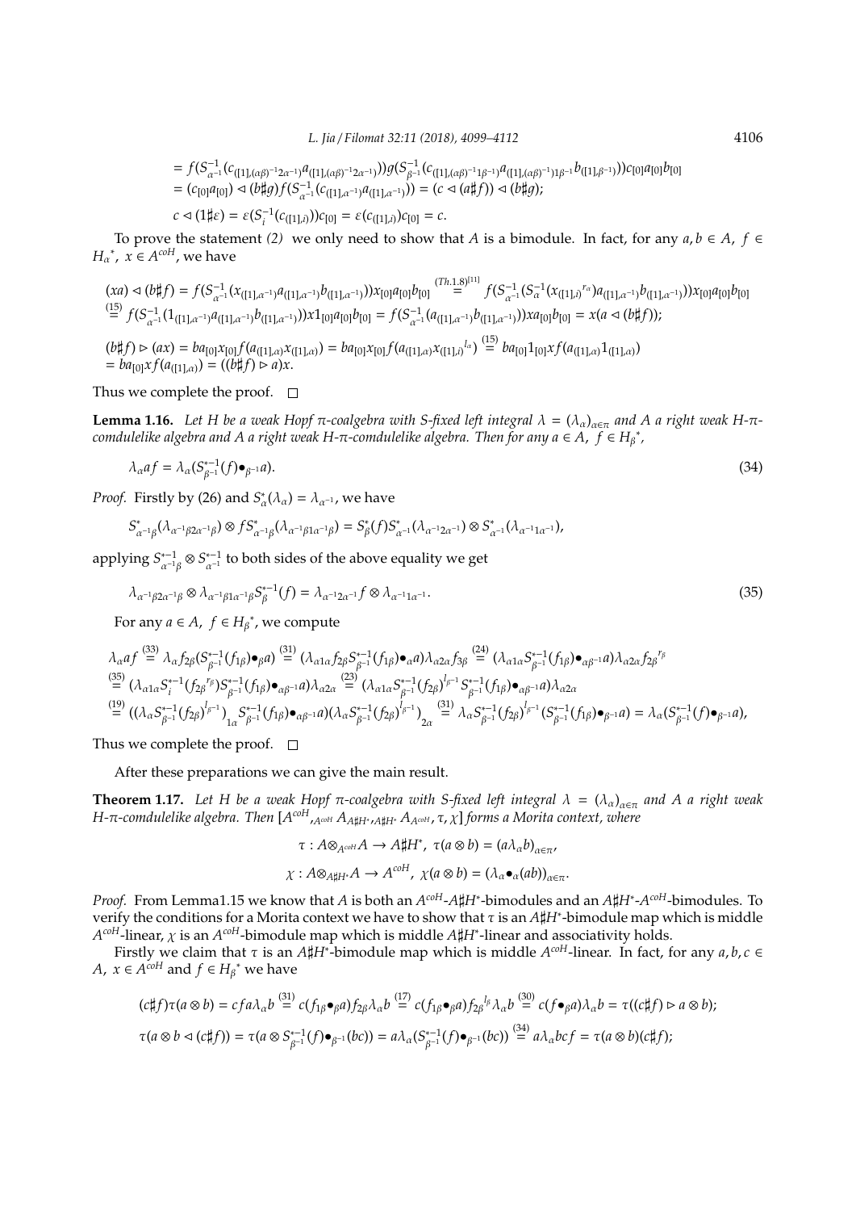$$= f(S^{-1}_{\alpha^{-1}}(c_{([1],(\alpha\beta)^{-1}2\alpha^{-1})}a_{([1],(\alpha\beta)^{-1}2\alpha^{-1})}))g(S^{-1}_{\beta^{-1}}(c_{([1],(\alpha\beta)^{-1}1\beta^{-1})}a_{([1],(\alpha\beta)^{-1})1\beta^{-1}}b_{([1],\beta^{-1})}))c_{[0]}a_{[0]}b_{[0]}$$
$$= (c_{[0]}a_{[0]}) \lhd (b\sharp g)f(S^{-1}_{\alpha^{-1}}(c_{([1],\alpha^{-1})}a_{([1],\alpha^{-1})})) = (c \lhd (a\sharp f)) \lhd (b\sharp g);$$
$$c \lhd (1\sharp\varepsilon) = \varepsilon(S^{-1}_i(c_{([1],i)}))c_{[0]} = \varepsilon(c_{([1],i)})c_{[0]} = c.$$

To prove the statement *(2)* we only need to show that $A$ is a bimodule. In fact, for any $a, b \in A$, $f \in H_\alpha{}^*$, $x \in A^{coH}$, we have

$$(xa) \lhd (b\sharp f) = f(S^{-1}_{\alpha^{-1}}(x_{([1],\alpha^{-1})}a_{([1],\alpha^{-1})}b_{([1],\alpha^{-1})}))x_{[0]}a_{[0]}b_{[0]} \overset{(Th.1.8)^{[11]}}{=} f(S^{-1}_{\alpha^{-1}}(S^{-1}_\alpha(x_{([1],i)}{}^{r_\alpha})a_{([1],\alpha^{-1})}b_{([1],\alpha^{-1})}))x_{[0]}a_{[0]}b_{[0]}$$
$$\overset{(15)}{=} f(S^{-1}_{\alpha^{-1}}(1_{([1],\alpha^{-1})}a_{([1],\alpha^{-1})}b_{([1],\alpha^{-1})}))x1_{[0]}a_{[0]}b_{[0]} = f(S^{-1}_{\alpha^{-1}}(a_{([1],\alpha^{-1})}b_{([1],\alpha^{-1})}))xa_{[0]}b_{[0]} = x(a \lhd (b\sharp f));$$

$$(b\sharp f) \rhd (ax) = ba_{[0]}x_{[0]}f(a_{([1],\alpha)}x_{([1],\alpha)}) = ba_{[0]}x_{[0]}f(a_{([1],\alpha)}x_{([1],i)}{}^{l_\alpha}) \overset{(15)}{=} ba_{[0]}1_{[0]}xf(a_{([1],\alpha)}1_{([1],\alpha)})$$
$$= ba_{[0]}xf(a_{([1],\alpha)}) = ((b\sharp f) \rhd a)x.$$

Thus we complete the proof. $\square$

**Lemma 1.16.** *Let $H$ be a weak Hopf $\pi$-coalgebra with $S$-fixed left integral $\lambda = (\lambda_\alpha)_{\alpha\in\pi}$ and $A$ a right weak $H$-$\pi$-comdulelike algebra and $A$ a right weak $H$-$\pi$-comdulelike algebra. Then for any $a \in A$, $f \in H_\beta{}^*$,*

$$\lambda_\alpha a f = \lambda_\alpha(S^{*-1}_{\beta^{-1}}(f)\bullet_{\beta^{-1}}a). \tag{34}$$

*Proof.* Firstly by (26) and $S^*_\alpha(\lambda_\alpha) = \lambda_{\alpha^{-1}}$, we have

$$S^*_{\alpha^{-1}\beta}(\lambda_{\alpha^{-1}\beta 2\alpha^{-1}\beta}) \otimes fS^*_{\alpha^{-1}\beta}(\lambda_{\alpha^{-1}\beta 1\alpha^{-1}\beta}) = S^*_\beta(f)S^*_{\alpha^{-1}}(\lambda_{\alpha^{-1}2\alpha^{-1}}) \otimes S^*_{\alpha^{-1}}(\lambda_{\alpha^{-1}1\alpha^{-1}}),$$

applying $S^{*-1}_{\alpha^{-1}\beta} \otimes S^{*-1}_{\alpha^{-1}}$ to both sides of the above equality we get

$$\lambda_{\alpha^{-1}\beta 2\alpha^{-1}\beta} \otimes \lambda_{\alpha^{-1}\beta 1\alpha^{-1}\beta}S^{*-1}_\beta(f) = \lambda_{\alpha^{-1}2\alpha^{-1}}f \otimes \lambda_{\alpha^{-1}1\alpha^{-1}}. \tag{35}$$

For any $a \in A$, $f \in H_\beta{}^*$, we compute

$$\lambda_\alpha af \overset{(33)}{=} \lambda_\alpha f_{2\beta}(S^{*-1}_{\beta^{-1}}(f_{1\beta})\bullet_\beta a) \overset{(31)}{=} (\lambda_{\alpha 1\alpha}f_{2\beta}S^{*-1}_{\beta^{-1}}(f_{1\beta})\bullet_\alpha a)\lambda_{\alpha 2\alpha}f_{3\beta} \overset{(24)}{=} (\lambda_{\alpha 1\alpha}S^{*-1}_{\beta^{-1}}(f_{1\beta})\bullet_{\alpha\beta^{-1}}a)\lambda_{\alpha 2\alpha}f_{2\beta}{}^{r_\beta}$$
$$\overset{(35)}{=} (\lambda_{\alpha 1\alpha}S^{*-1}_i(f_{2\beta}{}^{r_\beta})S^{*-1}_{\beta^{-1}}(f_{1\beta})\bullet_{\alpha\beta^{-1}}a)\lambda_{\alpha 2\alpha} \overset{(23)}{=} (\lambda_{\alpha 1\alpha}S^{*-1}_{\beta^{-1}}(f_{2\beta})^{l_{\beta^{-1}}}S^{*-1}_{\beta^{-1}}(f_{1\beta})\bullet_{\alpha\beta^{-1}}a)\lambda_{\alpha 2\alpha}$$
$$\overset{(19)}{=} ((\lambda_\alpha S^{*-1}_{\beta^{-1}}(f_{2\beta})^{l_{\beta^{-1}}})_{1\alpha}S^{*-1}_{\beta^{-1}}(f_{1\beta})\bullet_{\alpha\beta^{-1}}a)(\lambda_\alpha S^{*-1}_{\beta^{-1}}(f_{2\beta})^{l_{\beta^{-1}}})_{2\alpha} \overset{(31)}{=} \lambda_\alpha S^{*-1}_{\beta^{-1}}(f_{2\beta})^{l_{\beta^{-1}}}(S^{*-1}_{\beta^{-1}}(f_{1\beta})\bullet_{\beta^{-1}}a) = \lambda_\alpha(S^{*-1}_{\beta^{-1}}(f)\bullet_{\beta^{-1}}a),$$

Thus we complete the proof. $\square$

After these preparations we can give the main result.

**Theorem 1.17.** *Let $H$ be a weak Hopf $\pi$-coalgebra with $S$-fixed left integral $\lambda = (\lambda_\alpha)_{\alpha\in\pi}$ and $A$ a right weak $H$-$\pi$-comdulelike algebra. Then $[A^{coH}, {}_{A^{coH}}A_{A\sharp H^*}, {}_{A\sharp H^*}A_{A^{coH}}, \tau, \chi]$ forms a Morita context, where*

$$\tau : A\otimes_{A^{coH}}A \to A\sharp H^*,\ \tau(a\otimes b) = (a\lambda_\alpha b)_{\alpha\in\pi},$$
$$\chi : A\otimes_{A\sharp H^*}A \to A^{coH},\ \chi(a\otimes b) = (\lambda_\alpha\bullet_\alpha(ab))_{\alpha\in\pi}.$$

*Proof.* From Lemma1.15 we know that $A$ is both an $A^{coH}$-$A\sharp H^*$-bimodules and an $A\sharp H^*$-$A^{coH}$-bimodules. To verify the conditions for a Morita context we have to show that $\tau$ is an $A\sharp H^*$-bimodule map which is middle $A^{coH}$-linear, $\chi$ is an $A^{coH}$-bimodule map which is middle $A\sharp H^*$-linear and associativity holds.

Firstly we claim that $\tau$ is an $A\sharp H^*$-bimodule map which is middle $A^{coH}$-linear. In fact, for any $a, b, c \in A$, $x \in A^{coH}$ and $f \in H_\beta{}^*$ we have

$$(c\sharp f)\tau(a\otimes b) = cfa\lambda_\alpha b \overset{(31)}{=} c(f_{1\beta}\bullet_\beta a)f_{2\beta}\lambda_\alpha b \overset{(17)}{=} c(f_{1\beta}\bullet_\beta a)f_{2\beta}{}^{l_\beta}\lambda_\alpha b \overset{(30)}{=} c(f\bullet_\beta a)\lambda_\alpha b = \tau((c\sharp f) \rhd a\otimes b);$$

$$\tau(a\otimes b \lhd (c\sharp f)) = \tau(a\otimes S^{*-1}_{\beta^{-1}}(f)\bullet_{\beta^{-1}}(bc)) = a\lambda_\alpha(S^{*-1}_{\beta^{-1}}(f)\bullet_{\beta^{-1}}(bc)) \overset{(34)}{=} a\lambda_\alpha bcf = \tau(a\otimes b)(c\sharp f);$$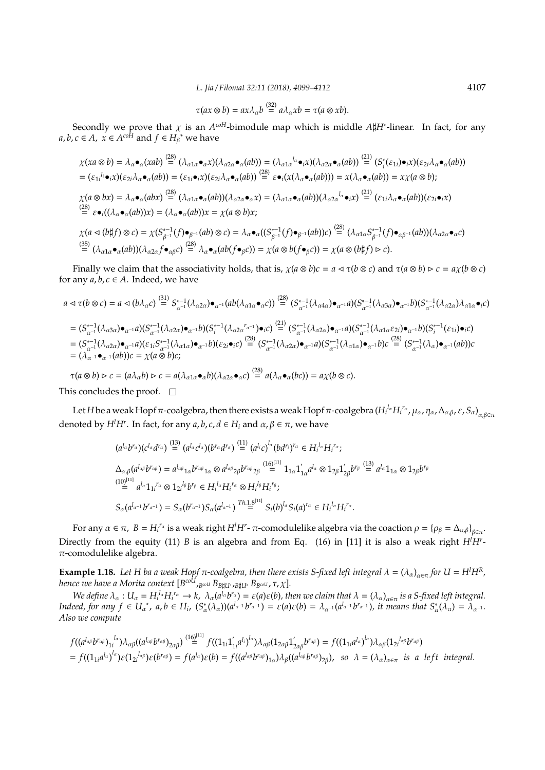$$\tau(ax \otimes b) = ax\lambda_\alpha b \overset{(32)}{=} a\lambda_\alpha xb = \tau(a \otimes xb).$$

Secondly we prove that $\chi$ is an $A^{coH}$-bimodule map which is middle $A\sharp H^*$-linear. In fact, for any $a, b, c \in A$, $x \in A^{coH}$ and $f \in H_\beta{}^*$ we have

$$\chi(xa \otimes b) = \lambda_\alpha \bullet_\alpha (xab) \overset{(28)}{=} (\lambda_{\alpha 1\alpha} \bullet_\alpha x)(\lambda_{\alpha 2\alpha} \bullet_\alpha (ab)) = (\lambda_{\alpha 1\alpha}{}^{l_\alpha} \bullet_i x)(\lambda_{\alpha 2\alpha} \bullet_\alpha (ab)) \overset{(21)}{=} (S_i^*(\varepsilon_{1i}) \bullet_i x)(\varepsilon_{2i}\lambda_\alpha \bullet_\alpha (ab))$$
$$= (\varepsilon_{1i}{}^{l_i} \bullet_i x)(\varepsilon_{2i}\lambda_\alpha \bullet_\alpha (ab)) = (\varepsilon_{1i} \bullet_i x)(\varepsilon_{2i}\lambda_\alpha \bullet_\alpha (ab)) \overset{(28)}{=} \varepsilon \bullet_i (x(\lambda_\alpha \bullet_\alpha (ab))) = x(\lambda_\alpha \bullet_\alpha (ab)) = x\chi(a \otimes b);$$
$$\chi(a \otimes bx) = \lambda_\alpha \bullet_\alpha (abx) \overset{(28)}{=} (\lambda_{\alpha 1\alpha} \bullet_\alpha (ab))(\lambda_{\alpha 2\alpha} \bullet_\alpha x) = (\lambda_{\alpha 1\alpha} \bullet_\alpha (ab))(\lambda_{\alpha 2\alpha}{}^{l_\alpha} \bullet_i x) \overset{(21)}{=} (\varepsilon_{1i}\lambda_\alpha \bullet_\alpha (ab))(\varepsilon_{2i} \bullet_i x)$$
$$\overset{(28)}{=} \varepsilon \bullet_i ((\lambda_\alpha \bullet_\alpha (ab))x) = (\lambda_\alpha \bullet_\alpha (ab))x = \chi(a \otimes b)x;$$
$$\chi(a \lhd (b\sharp f) \otimes c) = \chi(S_{\beta^{-1}}^{*-1}(f) \bullet_{\beta^{-1}} (ab) \otimes c) = \lambda_\alpha \bullet_\alpha ((S_{\beta^{-1}}^{*-1}(f) \bullet_{\beta^{-1}} (ab))c) \overset{(28)}{=} (\lambda_{\alpha 1\alpha} S_{\beta^{-1}}^{*-1}(f) \bullet_{\alpha\beta^{-1}} (ab))(\lambda_{\alpha 2\alpha} \bullet_\alpha c)$$
$$\overset{(35)}{=} (\lambda_{\alpha 1\alpha} \bullet_\alpha (ab))(\lambda_{\alpha 2\alpha} f \bullet_{\alpha\beta} c) \overset{(28)}{=} \lambda_\alpha \bullet_\alpha (ab(f \bullet_\beta c)) = \chi(a \otimes b(f \bullet_\beta c)) = \chi(a \otimes (b\sharp f) \rhd c).$$

Finally we claim that the associativity holds, that is, $\chi(a \otimes b)c = a \lhd \tau(b \otimes c)$ and $\tau(a \otimes b) \rhd c = a\chi(b \otimes c)$ for any $a, b, c \in A$. Indeed, we have

$$a \lhd \tau(b \otimes c) = a \lhd (b\lambda_\alpha c) \overset{(31)}{=} S_{\alpha^{-1}}^{*-1}(\lambda_{\alpha 2\alpha}) \bullet_{\alpha^{-1}} (ab(\lambda_{\alpha 1\alpha} \bullet_\alpha c)) \overset{(28)}{=} (S_{\alpha^{-1}}^{*-1}(\lambda_{\alpha 4\alpha}) \bullet_{\alpha^{-1}} a)(S_{\alpha^{-1}}^{*-1}(\lambda_{\alpha 3\alpha}) \bullet_{\alpha^{-1}} b)(S_{\alpha^{-1}}^{*-1}(\lambda_{\alpha 2\alpha})\lambda_{\alpha 1\alpha} \bullet_i c)$$
$$= (S_{\alpha^{-1}}^{*-1}(\lambda_{\alpha 3\alpha}) \bullet_{\alpha^{-1}} a)(S_{\alpha^{-1}}^{*-1}(\lambda_{\alpha 2\alpha}) \bullet_{\alpha^{-1}} b)(S_i^{*-1}(\lambda_{\alpha 2\alpha}{}^{r_{\alpha^{-1}}}) \bullet_i c) \overset{(21)}{=} (S_{\alpha^{-1}}^{*-1}(\lambda_{\alpha 2\alpha}) \bullet_{\alpha^{-1}} a)(S_{\alpha^{-1}}^{*-1}(\lambda_{\alpha 1\alpha}\varepsilon_{2i}) \bullet_{\alpha^{-1}} b)(S_i^{*-1}(\varepsilon_{1i}) \bullet_i c)$$
$$= (S_{\alpha^{-1}}^{*-1}(\lambda_{\alpha 2\alpha}) \bullet_{\alpha^{-1}} a)(\varepsilon_{1i} S_{\alpha^{-1}}^{*-1}(\lambda_{\alpha 1\alpha}) \bullet_{\alpha^{-1}} b)(\varepsilon_{2i} \bullet_i c) \overset{(28)}{=} (S_{\alpha^{-1}}^{*-1}(\lambda_{\alpha 2\alpha}) \bullet_{\alpha^{-1}} a)(S_{\alpha^{-1}}^{*-1}(\lambda_{\alpha 1\alpha}) \bullet_{\alpha^{-1}} b)c \overset{(28)}{=} (S_{\alpha^{-1}}^{*-1}(\lambda_\alpha) \bullet_{\alpha^{-1}} (ab))c$$
$$= (\lambda_{\alpha^{-1}} \bullet_{\alpha^{-1}} (ab))c = \chi(a \otimes b)c;$$

$$\tau(a \otimes b) \rhd c = (a\lambda_\alpha b) \rhd c = a(\lambda_{\alpha 1\alpha} \bullet_\alpha b)(\lambda_{\alpha 2\alpha} \bullet_\alpha c) \overset{(28)}{=} a(\lambda_\alpha \bullet_\alpha (bc)) = a\chi(b \otimes c).$$

This concludes the proof. $\square$

Let $H$ be a weak Hopf $\pi$-coalgebra, then there exists a weak Hopf $\pi$-coalgebra $(H_i{}^{l_\alpha} H_i{}^{r_\alpha}, \mu_\alpha, \eta_\alpha, \Delta_{\alpha,\beta}, \varepsilon, S_\alpha)_{\alpha,\beta\in\pi}$ denoted by $H^l H^r$. In fact, for any $a, b, c, d \in H_i$ and $\alpha, \beta \in \pi$, we have

$$(a^{l_\alpha} b^{r_\alpha})(c^{l_\alpha} d^{r_\alpha}) \overset{(13)}{=} (a^{l_\alpha} c^{l_\alpha})(b^{r_\alpha} d^{r_\alpha}) \overset{(11)}{=} (a^{l_i} c)^{l_\alpha} (bd^{r_i})^{r_\alpha} \in H_i{}^{l_\alpha} H_i{}^{r_\alpha};$$
$$\Delta_{\alpha,\beta}(a^{l_{\alpha\beta}} b^{r_{\alpha\beta}}) = a^{l_{\alpha\beta}}{}_{1\alpha} b^{r_{\alpha\beta}}{}_{1\alpha} \otimes a^{l_{\alpha\beta}}{}_{2\beta} b^{r_{\alpha\beta}}{}_{2\beta} \overset{(16)^{[11]}}{=} 1_{1\alpha} 1'_{1\alpha} a^{l_\alpha} \otimes 1_{2\beta} 1'_{2\beta} b^{r_\beta} \overset{(13)}{=} a^{l_\alpha} 1_{1\alpha} \otimes 1_{2\beta} b^{r_\beta}$$
$$\overset{(10)^{[11]}}{=} a^{l_\alpha} 1_{1i}{}^{r_\alpha} \otimes 1_{2i}{}^{l_\beta} b^{r_\beta} \in H_i{}^{l_\alpha} H_i{}^{r_\alpha} \otimes H_i{}^{l_\beta} H_i{}^{r_\beta};$$
$$S_\alpha(a^{l_{\alpha^{-1}}} b^{r_{\alpha^{-1}}}) = S_\alpha(b^{r_{\alpha^{-1}}}) S_\alpha(a^{l_{\alpha^{-1}}}) \overset{Th.1.8^{[11]}}{=} S_i(b)^{l_\alpha} S_i(a)^{r_\alpha} \in H_i{}^{l_\alpha} H_i{}^{r_\alpha}.$$

For any $\alpha \in \pi$, $B = H_i{}^{r_\alpha}$ is a weak right $H^l H^r$- $\pi$-comodulelike algebra via the coaction $\rho = \{\rho_\beta = \Delta_{\alpha,\beta}\}_{\beta\in\pi}$. Directly from the equity (11) $B$ is an algebra and from Eq. (16) in [11] it is also a weak right $H^l H^r$-$\pi$-comodulelike algebra.

**Example 1.18.** *Let $H$ ba a weak Hopf $\pi$-coalgebra, then there exists S-fixed left integral $\lambda = (\lambda_\alpha)_{\alpha\in\pi}$ for $U = H^l H^R$, hence we have a Morita context $[B^{coU}, {}_{B^{coU}} B_{B\sharp U^*}, {}_{B\sharp U^*} B_{B^{coU}}, \tau, \chi]$.*

*We define $\lambda_\alpha : U_\alpha = H_i{}^{l_\alpha} H_i{}^{r_\alpha} \to k$, $\lambda_\alpha(a^{l_\alpha} b^{r_\alpha}) = \varepsilon(a)\varepsilon(b)$, then we claim that $\lambda = (\lambda_\alpha)_{\alpha\in\pi}$ is a S-fixed left integral. Indeed, for any $f \in U_\alpha{}^*$, $a, b \in H_i$, $(S_\alpha^*(\lambda_\alpha))(a^{l_{\alpha^{-1}}} b^{r_{\alpha^{-1}}}) = \varepsilon(a)\varepsilon(b) = \lambda_{\alpha^{-1}}(a^{l_{\alpha^{-1}}} b^{r_{\alpha^{-1}}})$, it means that $S_\alpha^*(\lambda_\alpha) = \lambda_{\alpha^{-1}}$. Also we compute*

$$f((a^{l_{\alpha\beta}} b^{r_{\alpha\beta}})_{1i}{}^{l_\alpha})\lambda_{\alpha\beta}((a^{l_{\alpha\beta}} b^{r_{\alpha\beta}})_{2\alpha\beta}) \overset{(16)^{[11]}}{=} f((1_{1i} 1'_{1i} a^{l_i})^{l_\alpha})\lambda_{\alpha\beta}(1_{2\alpha\beta} 1'_{2\alpha\beta} b^{r_\alpha}) = f((1_{1i} a^{l_\alpha})^{l_\alpha})\lambda_{\alpha\beta}(1_{2i}{}^{l_{\alpha\beta}} b^{r_{\alpha\beta}})$$
$$= f((1_{1i} a^{l_\alpha})^{l_\alpha})\varepsilon(1_{2i}{}^{l_{\alpha\beta}})\varepsilon(b^{r_{\alpha\beta}}) = f(a^{l_\alpha})\varepsilon(b) = f((a^{l_{\alpha\beta}} b^{r_{\alpha\beta}})_{1\alpha})\lambda_\beta((a^{l_{\alpha\beta}} b^{r_{\alpha\beta}})_{2\beta}), \text{ so } \lambda = (\lambda_\alpha)_{\alpha\in\pi} \text{ is a left integral.}$$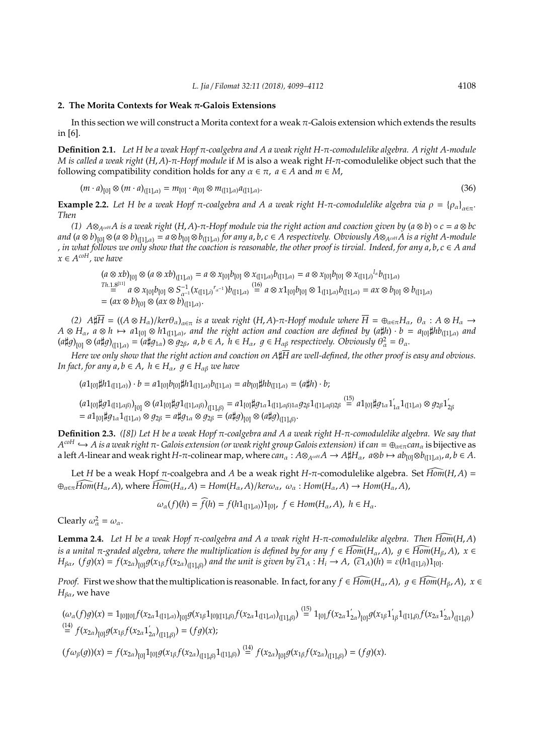## 2. The Morita Contexts for Weak $\pi$-Galois Extensions

In this section we will construct a Morita context for a weak $\pi$-Galois extension which extends the results in [6].

**Definition 2.1.** *Let $H$ be a weak Hopf $\pi$-coalgebra and $A$ a weak right $H$-$\pi$-comodulelike algebra. A right $A$-module $M$ is called a weak right $(H,A)$-$\pi$-Hopf module* if $M$ is also a weak right $H$-$\pi$-comodulelike object such that the following compatibility condition holds for any $\alpha \in \pi$, $a \in A$ and $m \in M$,

$$(m \cdot a)_{[0]} \otimes (m \cdot a)_{([1],\alpha)} = m_{[0]} \cdot a_{[0]} \otimes m_{([1],\alpha)} a_{([1],\alpha)}. \tag{36}$$

**Example 2.2.** *Let $H$ be a weak Hopf $\pi$-coalgebra and $A$ a weak right $H$-$\pi$-comodulelike algebra via $\rho = \{\rho_\alpha\}_{\alpha\in\pi}$. Then*

*(1) $A \otimes_{A^{coH}} A$ is a weak right $(H,A)$-$\pi$-Hopf module via the right action and coaction given by $(a\otimes b)\circ c = a \otimes bc$ and $(a\otimes b)_{[0]} \otimes (a\otimes b)_{([1],\alpha)} = a \otimes b_{[0]} \otimes b_{([1],\alpha)}$ for any $a,b,c \in A$ respectively. Obviously $A\otimes_{A^{coH}} A$ is a right $A$-module , in what follows we only show that the coaction is reasonable, the other proof is tirvial. Indeed, for any $a,b,c\in A$ and $x \in A^{coH}$, we have*

$$\begin{aligned}
&(a\otimes xb)_{[0]} \otimes (a \otimes xb)_{([1],\alpha)} = a \otimes x_{[0]}b_{[0]} \otimes x_{([1],\alpha)} b_{([1],\alpha)} = a \otimes x_{[0]} b_{[0]} \otimes x_{([1],i)}{}^{l_\alpha} b_{([1],\alpha)} \\
&\overset{Th.1.8^{[11]}}{=} a \otimes x_{[0]} b_{[0]} \otimes S^{-1}_{\alpha^{-1}}(x_{([1],i)}{}^{r_{\alpha^{-1}}}) b_{([1],\alpha)} \overset{(16)}{=} a \otimes x1_{[0]} b_{[0]} \otimes 1_{([1],\alpha)} b_{([1],\alpha)} = ax \otimes b_{[0]} \otimes b_{([1],\alpha)} \\
&= (ax\otimes b)_{[0]} \otimes (ax \otimes b)_{([1],\alpha)}.
\end{aligned}$$

*(2) $A\sharp\overline{H} = ((A\otimes H_\alpha)/ker\theta_\alpha)_{\alpha\in\pi}$ is a weak right $(H,A)$-$\pi$-Hopf module where $\overline{H} = \oplus_{\alpha\in\pi} H_\alpha$, $\theta_\alpha : A\otimes H_\alpha \to A\otimes H_\alpha$, $a\otimes h \mapsto a1_{[0]} \otimes h1_{([1],\alpha)}$, and the right action and coaction are defined by $(a\sharp h)\cdot b = a_{[0]}\sharp hb_{([1],\alpha)}$ and $(a\sharp g)_{[0]} \otimes (a\sharp g)_{([1],\alpha)} = (a\sharp g_{1\alpha}) \otimes g_{2\beta}$, $a,b \in A$, $h\in H_\alpha$, $g \in H_{\alpha\beta}$ respectively. Obviously $\theta^2_\alpha = \theta_\alpha$.*

*Here we only show that the right action and coaction on $A\sharp\overline{H}$ are well-defined, the other proof is easy and obvious. In fact, for any $a,b\in A$, $h\in H_\alpha$, $g \in H_{\alpha\beta}$ we have*

$$(a1_{[0]}\sharp h1_{([1],\alpha)}) \cdot b = a1_{[0]}b_{[0]}\sharp h1_{([1],\alpha)} b_{([1],\alpha)} = ab_{[0]}\sharp hb_{([1],\alpha)} = (a\sharp h)\cdot b;$$

$$\begin{aligned}
&(a1_{[0]}\sharp g1_{([1],\alpha\beta)})_{[0]} \otimes (a1_{[0]}\sharp g1_{([1],\alpha\beta)})_{([1],\beta)} = a1_{[0]}\sharp g_{1\alpha}1_{([1],\alpha\beta)1\alpha} g_{2\beta}1_{([1],\alpha\beta)2\beta} \overset{(15)}{=} a1_{[0]}\sharp g_{1\alpha}1'_{1\alpha}1_{([1],\alpha)} \otimes g_{2\beta}1'_{2\beta} \\
&= a1_{[0]}\sharp g_{1\alpha}1_{([1],\alpha)} \otimes g_{2\beta} = a\sharp g_{1\alpha} \otimes g_{2\beta} = (a\sharp g)_{[0]} \otimes (a\sharp g)_{([1],\beta)}.
\end{aligned}$$

**Definition 2.3.** *([8]) Let $H$ be a weak Hopf $\pi$-coalgebra and $A$ a weak right $H$-$\pi$-comodulelike algebra. We say that $A^{coH} \hookrightarrow A$ is a weak right $\pi$- Galois extension (or weak right group Galois extension)* if $can = \oplus_{\alpha\in\pi} can_\alpha$ is bijective as a left $A$-linear and weak right $H$-$\pi$-colinear map, where $can_\alpha : A\otimes_{A^{coH}} A \to A\sharp H_\alpha$, $a\otimes b \mapsto ab_{[0]} \otimes b_{([1],\alpha)}$, $a,b\in A$.

Let $H$ be a weak Hopf $\pi$-coalgebra and $A$ be a weak right $H$-$\pi$-comodulelike algebra. Set $\widehat{Hom}(H,A) = \oplus_{\alpha\in\pi}\widehat{Hom}(H_\alpha, A)$, where $\widehat{Hom}(H_\alpha,A) = Hom(H_\alpha,A)/ker\omega_\alpha$, $\omega_\alpha : Hom(H_\alpha,A) \to Hom(H_\alpha,A)$,

$$\omega_\alpha(f)(h) = \widehat{f}(h) = f(h1_{([1],\alpha)})1_{[0]},\ f\in Hom(H_\alpha,A),\ h\in H_\alpha.$$

Clearly $\omega^2_\alpha = \omega_\alpha$.

**Lemma 2.4.** *Let $H$ be a weak Hopf $\pi$-coalgebra and $A$ a weak right $H$-$\pi$-comodulelike algebra. Then $\widehat{Hom}(H,A)$ is a unital $\pi$-graded algebra, where the multiplication is defined by for any $f\in \widehat{Hom}(H_\alpha,A)$, $g\in\widehat{Hom}(H_\beta,A)$, $x\in H_{\beta\alpha}$, $(fg)(x) = f(x_{2\alpha})_{[0]} g(x_{1\beta} f(x_{2\alpha})_{([1],\beta)})$ and the unit is given by $\widehat{\varepsilon 1}_A : H_i \to A$, $(\widehat{\varepsilon 1}_A)(h) = \varepsilon(h1_{([1],i)})1_{[0]}$.*

*Proof.* First we show that the multiplication is reasonable. In fact, for any $f\in\widehat{Hom}(H_\alpha,A)$, $g\in\widehat{Hom}(H_\beta,A)$, $x \in H_{\beta\alpha}$, we have

$$\begin{aligned}
&(\omega_\alpha(f)g)(x) = 1_{[0][0]} f(x_{2\alpha}1_{([1],\alpha)})_{[0]} g(x_{1\beta}1_{[0]([1],\beta)} f(x_{2\alpha}1_{([1],\alpha)})_{([1],\beta)}) \overset{(15)}{=} 1_{[0]} f(x_{2\alpha}1'_{2\alpha})_{[0]} g(x_{1\beta}1'_{1\beta}1_{([1],\beta)} f(x_{2\alpha}1'_{2\alpha})_{([1],\beta)}) \\
&\overset{(14)}{=} f(x_{2\alpha})_{[0]} g(x_{1\beta} f(x_{2\alpha}1'_{2\alpha})_{([1],\beta)}) = (fg)(x);
\end{aligned}$$

$$(f\omega_\beta(g))(x) = f(x_{2\alpha})_{[0]} 1_{[0]} g(x_{1\beta} f(x_{2\alpha})_{([1],\beta)} 1_{([1],\beta)}) \overset{(14)}{=} f(x_{2\alpha})_{[0]} g(x_{1\beta} f(x_{2\alpha})_{([1],\beta)}) = (fg)(x).$$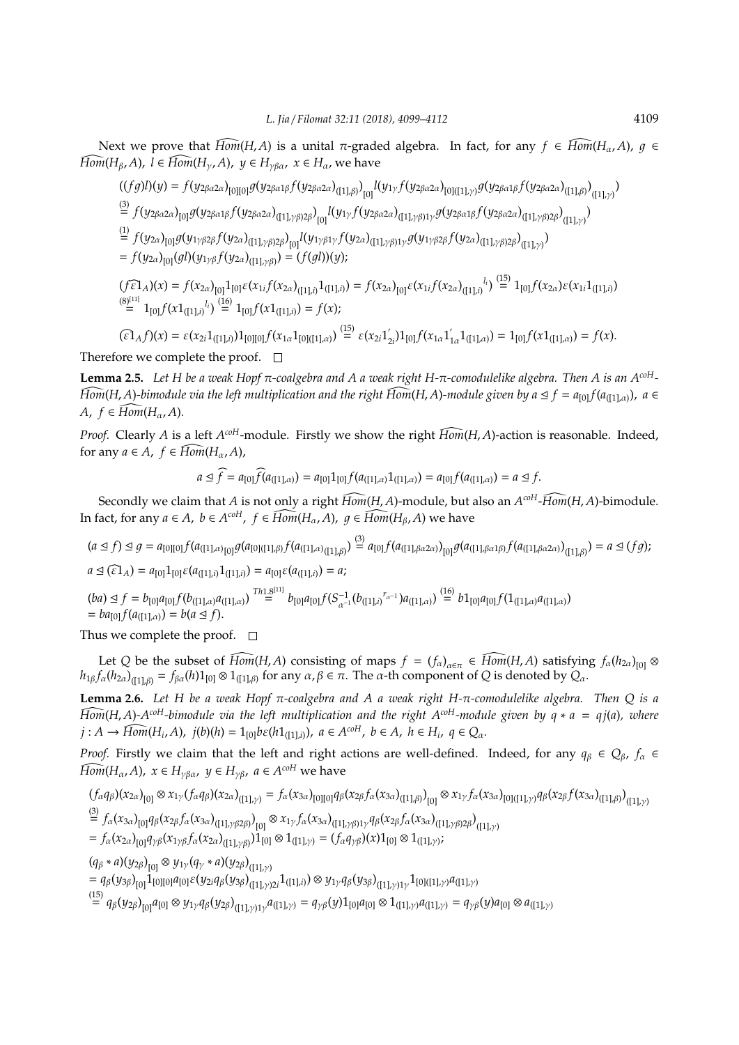Next we prove that $\widehat{Hom}(H,A)$ is a unital $\pi$-graded algebra. In fact, for any $f \in \widehat{Hom}(H_\alpha, A)$, $g \in \widehat{Hom}(H_\beta, A)$, $l \in \widehat{Hom}(H_\gamma, A)$, $y \in H_{\gamma\beta\alpha}$, $x \in H_\alpha$, we have

$$
\begin{aligned}
((fg)l)(y) &= f(y_{2\beta\alpha2\alpha})_{[0][0]}g(y_{2\beta\alpha1\beta}f(y_{2\beta\alpha2\alpha})_{([1],\beta)})_{[0]}l(y_{1\gamma}f(y_{2\beta\alpha2\alpha})_{[0]([1],\gamma)}g(y_{2\beta\alpha1\beta}f(y_{2\beta\alpha2\alpha})_{([1],\beta)})_{([1],\gamma)})\\
&\overset{(3)}{=} f(y_{2\beta\alpha2\alpha})_{[0]}g(y_{2\beta\alpha1\beta}f(y_{2\beta\alpha2\alpha})_{([1],\gamma\beta)2\beta})_{[0]}l(y_{1\gamma}f(y_{2\beta\alpha2\alpha})_{([1],\gamma\beta)1\gamma}g(y_{2\beta\alpha1\beta}f(y_{2\beta\alpha2\alpha})_{([1],\gamma\beta)2\beta})_{([1],\gamma)})\\
&\overset{(1)}{=} f(y_{2\alpha})_{[0]}g(y_{1\gamma\beta2\beta}f(y_{2\alpha})_{([1],\gamma\beta)2\beta})_{[0]}l(y_{1\gamma\beta1\gamma}f(y_{2\alpha})_{([1],\gamma\beta)1\gamma}g(y_{1\gamma\beta2\beta}f(y_{2\alpha})_{([1],\gamma\beta)2\beta})_{([1],\gamma)})\\
&= f(y_{2\alpha})_{[0]}(gl)(y_{1\gamma\beta}f(y_{2\alpha})_{([1],\gamma\beta)}) = (f(gl))(y);
\end{aligned}
$$

$$
\begin{aligned}
(f\widehat{\varepsilon 1}_A)(x) &= f(x_{2\alpha})_{[0]}1_{[0]}\varepsilon(x_{1i}f(x_{2\alpha})_{([1],i)}1_{([1],i)}) = f(x_{2\alpha})_{[0]}\varepsilon(x_{1i}f(x_{2\alpha})_{([1],i)}{}^{l_i}) \overset{(15)}{=} 1_{[0]}f(x_{2\alpha})\varepsilon(x_{1i}1_{([1],i)})\\
&\overset{(8)[11]}{=} 1_{[0]}f(x1_{([1],i)}{}^{l_i}) \overset{(16)}{=} 1_{[0]}f(x1_{([1],i)}) = f(x);
\end{aligned}
$$

$$
(\widehat{\varepsilon 1}_A f)(x) = \varepsilon(x_{2i}1_{([1],i)})1_{[0][0]}f(x_{1\alpha}1_{[0]([1],\alpha)}) \overset{(15)}{=} \varepsilon(x_{2i}1'_{2i})1_{[0]}f(x_{1\alpha}1'_{1\alpha}1_{([1],\alpha)}) = 1_{[0]}f(x1_{([1],\alpha)}) = f(x).
$$

Therefore we complete the proof. $\square$

**Lemma 2.5.** *Let $H$ be a weak Hopf $\pi$-coalgebra and $A$ a weak right $H$-$\pi$-comodulelike algebra. Then $A$ is an $A^{coH}$-$\widehat{Hom}(H,A)$-bimodule via the left multiplication and the right $\widehat{Hom}(H,A)$-module given by $a \trianglelefteq f = a_{[0]}f(a_{([1],\alpha)})$, $a \in A$, $f \in \widehat{Hom}(H_\alpha, A)$.*

*Proof.* Clearly $A$ is a left $A^{coH}$-module. Firstly we show the right $\widehat{Hom}(H,A)$-action is reasonable. Indeed, for any $a \in A$, $f \in \widehat{Hom}(H_\alpha, A)$,

$$
a \trianglelefteq \widehat{f} = a_{[0]}\widehat{f}(a_{([1],\alpha)}) = a_{[0]}1_{[0]}f(a_{([1],\alpha)}1_{([1],\alpha)}) = a_{[0]}f(a_{([1],\alpha)}) = a \trianglelefteq f.
$$

Secondly we claim that $A$ is not only a right $\widehat{Hom}(H,A)$-module, but also an $A^{coH}$-$\widehat{Hom}(H,A)$-bimodule. In fact, for any $a \in A$, $b \in A^{coH}$, $f \in \widehat{Hom}(H_\alpha, A)$, $g \in \widehat{Hom}(H_\beta, A)$ we have

$$
(a \trianglelefteq f) \trianglelefteq g = a_{[0][0]}f(a_{([1],\alpha)})_{[0]}g(a_{[0]([1],\beta)}f(a_{([1],\alpha)})_{([1],\beta)}) \overset{(3)}{=} a_{[0]}f(a_{([1],\beta\alpha2\alpha)})_{[0]}g(a_{([1],\beta\alpha1\beta)}f(a_{([1],\beta\alpha2\alpha)})_{([1],\beta)}) = a \trianglelefteq (fg);
$$

$$
a \trianglelefteq (\widehat{\varepsilon 1}_A) = a_{[0]}1_{[0]}\varepsilon(a_{([1],i)}1_{([1],i)}) = a_{[0]}\varepsilon(a_{([1],i)}) = a;
$$

$$
\begin{aligned}
(ba) \trianglelefteq f &= b_{[0]}a_{[0]}f(b_{([1],\alpha)}a_{([1],\alpha)}) \overset{Th1.8^{[11]}}{=} b_{[0]}a_{[0]}f(S^{-1}_{\alpha^{-1}}(b_{([1],i)}{}^{r_{\alpha^{-1}}})a_{([1],\alpha)}) \overset{(16)}{=} b1_{[0]}a_{[0]}f(1_{([1],\alpha)}a_{([1],\alpha)})\\
&= ba_{[0]}f(a_{([1],\alpha)}) = b(a \trianglelefteq f).
\end{aligned}
$$

Thus we complete the proof. $\square$

Let $Q$ be the subset of $\widehat{Hom}(H,A)$ consisting of maps $f = (f_\alpha)_{\alpha\in\pi} \in \widehat{Hom}(H,A)$ satisfying $f_\alpha(h_{2\alpha})_{[0]} \otimes h_{1\beta}f_\alpha(h_{2\alpha})_{([1],\beta)} = f_{\beta\alpha}(h)1_{[0]} \otimes 1_{([1],\beta)}$ for any $\alpha, \beta \in \pi$. The $\alpha$-th component of $Q$ is denoted by $Q_\alpha$.

**Lemma 2.6.** *Let $H$ be a weak Hopf $\pi$-coalgebra and $A$ a weak right $H$-$\pi$-comodulelike algebra. Then $Q$ is a $\widehat{Hom}(H,A)$-$A^{coH}$-bimodule via the left multiplication and the right $A^{coH}$-module given by $q * a = qj(a)$, where $j : A \to \widehat{Hom}(H_i, A)$, $j(b)(h) = 1_{[0]}b\varepsilon(h1_{([1],i)})$, $a \in A^{coH}$, $b \in A$, $h \in H_i$, $q \in Q_\alpha$.*

*Proof.* Firstly we claim that the left and right actions are well-defined. Indeed, for any $q_\beta \in Q_\beta$, $f_\alpha \in \widehat{Hom}(H_\alpha, A)$, $x \in H_{\gamma\beta\alpha}$, $y \in H_{\gamma\beta}$, $a \in A^{coH}$ we have

$$
\begin{aligned}
&(f_\alpha q_\beta)(x_{2\alpha})_{[0]} \otimes x_{1\gamma}(f_\alpha q_\beta)(x_{2\alpha})_{([1],\gamma)} = f_\alpha(x_{3\alpha})_{[0][0]}q_\beta(x_{2\beta}f_\alpha(x_{3\alpha})_{([1],\beta)})_{[0]} \otimes x_{1\gamma}f_\alpha(x_{3\alpha})_{[0]([1],\gamma)}q_\beta(x_{2\beta}f(x_{3\alpha})_{([1],\beta)})_{([1],\gamma)}\\
&\overset{(3)}{=} f_\alpha(x_{3\alpha})_{[0]}q_\beta(x_{2\beta}f_\alpha(x_{3\alpha})_{([1],\gamma\beta)2\beta)})_{[0]} \otimes x_{1\gamma}f_\alpha(x_{3\alpha})_{([1],\gamma\beta)1\gamma}q_\beta(x_{2\beta}f_\alpha(x_{3\alpha})_{([1],\gamma\beta)2\beta})_{([1],\gamma)}\\
&= f_\alpha(x_{2\alpha})_{[0]}q_{\gamma\beta}(x_{1\gamma\beta}f_\alpha(x_{2\alpha})_{([1],\gamma\beta)})1_{[0]} \otimes 1_{([1],\gamma)} = (f_\alpha q_{\gamma\beta})(x)1_{[0]} \otimes 1_{([1],\gamma)};
\end{aligned}
$$

$$
\begin{aligned}
&(q_\beta * a)(y_{2\beta})_{[0]} \otimes y_{1\gamma}(q_\gamma * a)(y_{2\beta})_{([1],\gamma)}\\
&= q_\beta(y_{3\beta})_{[0]}1_{[0][0]}a_{[0]}\varepsilon(y_{2i}q_\beta(y_{3\beta})_{([1],\gamma)2i}1_{([1],i)}) \otimes y_{1\gamma}q_\beta(y_{3\beta})_{([1],\gamma)1\gamma}1_{[0]([1],\gamma)}a_{([1],\gamma)}\\
&\overset{(15)}{=} q_\beta(y_{2\beta})_{[0]}a_{[0]} \otimes y_{1\gamma}q_\beta(y_{2\beta})_{([1],\gamma)1\gamma}a_{([1],\gamma)} = q_{\gamma\beta}(y)1_{[0]}a_{[0]} \otimes 1_{([1],\gamma)}a_{([1],\gamma)} = q_{\gamma\beta}(y)a_{[0]} \otimes a_{([1],\gamma)}
\end{aligned}
$$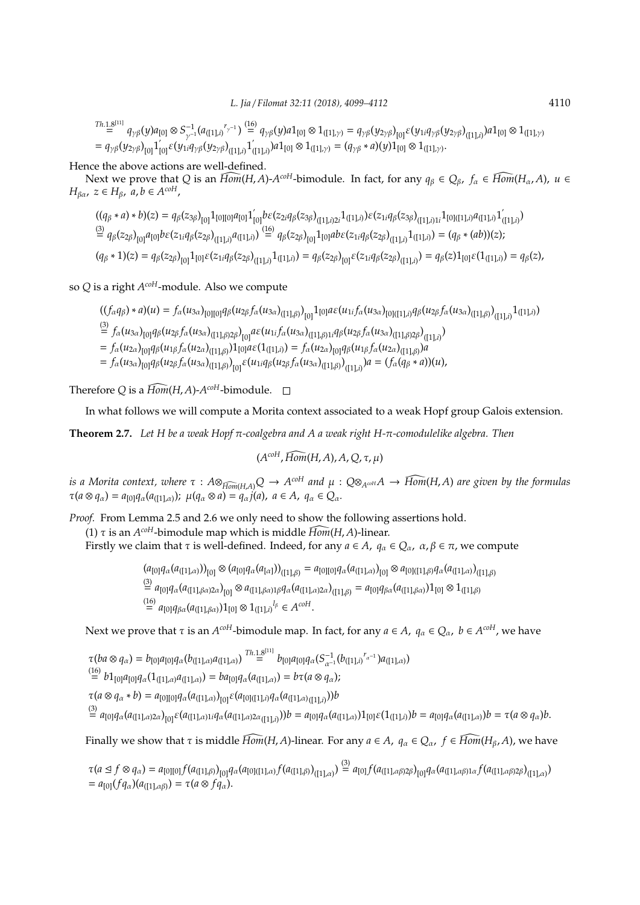$$\overset{Th.1.8^{[11]}}{=} q_{\gamma\beta}(y)a_{[0]} \otimes S^{-1}_{\gamma^{-1}}(a_{([1],i)}{}^{r_{\gamma^{-1}}}) \overset{(16)}{=} q_{\gamma\beta}(y)a1_{[0]} \otimes 1_{([1],\gamma)} = q_{\gamma\beta}(y_{2\gamma\beta})_{[0]}\varepsilon(y_{1i}q_{\gamma\beta}(y_{2\gamma\beta})_{([1],i)})a1_{[0]} \otimes 1_{([1],\gamma)}$$
$$= q_{\gamma\beta}(y_{2\gamma\beta})_{[0]}1'_{[0]}\varepsilon(y_{1i}q_{\gamma\beta}(y_{2\gamma\beta})_{([1],i)}1'_{([1],i)})a1_{[0]} \otimes 1_{([1],\gamma)} = (q_{\gamma\beta} * a)(y)1_{[0]} \otimes 1_{([1],\gamma)}.$$

Hence the above actions are well-defined.

Next we prove that $Q$ is an $\widehat{Hom}(H,A)$-$A^{coH}$-bimodule. In fact, for any $q_\beta \in Q_\beta$, $f_\alpha \in \widehat{Hom}(H_\alpha, A)$, $u \in H_{\beta\alpha}$, $z \in H_\beta$, $a, b \in A^{coH}$,

$$((q_\beta * a) * b)(z) = q_\beta(z_{3\beta})_{[0]}1_{[0][0]}a_{[0]}1'_{[0]}b\varepsilon(z_{2i}q_\beta(z_{3\beta})_{([1],i)2i}1_{([1],i)})\varepsilon(z_{1i}q_\beta(z_{3\beta})_{([1],i)1i}1_{[0]([1],i)}a_{([1],i)}1'_{([1],i)})$$
$$\overset{(3)}{=} q_\beta(z_{2\beta})_{[0]}a_{[0]}b\varepsilon(z_{1i}q_\beta(z_{2\beta})_{([1],i)}a_{([1],i)}) \overset{(16)}{=} q_\beta(z_{2\beta})_{[0]}1_{[0]}ab\varepsilon(z_{1i}q_\beta(z_{2\beta})_{([1],i)}1_{([1],i)}) = (q_\beta * (ab))(z);$$
$$(q_\beta * 1)(z) = q_\beta(z_{2\beta})_{[0]}1_{[0]}\varepsilon(z_{1i}q_\beta(z_{2\beta})_{([1],i)}1_{([1],i)}) = q_\beta(z_{2\beta})_{[0]}\varepsilon(z_{1i}q_\beta(z_{2\beta})_{([1],i)}) = q_\beta(z)1_{[0]}\varepsilon(1_{([1],i)}) = q_\beta(z),$$

so $Q$ is a right $A^{coH}$-module. Also we compute

$$((f_\alpha q_\beta) * a)(u) = f_\alpha(u_{3\alpha})_{[0][0]}q_\beta(u_{2\beta}f_\alpha(u_{3\alpha})_{([1],\beta)})_{[0]}1_{[0]}a\varepsilon(u_{1i}f_\alpha(u_{3\alpha})_{[0]([1],i)}q_\beta(u_{2\beta}f_\alpha(u_{3\alpha})_{([1],\beta)})_{([1],i)}1_{([1],i)})$$
$$\overset{(3)}{=} f_\alpha(u_{3\alpha})_{[0]}q_\beta(u_{2\beta}f_\alpha(u_{3\alpha})_{([1],\beta)2\beta})_{[0]}a\varepsilon(u_{1i}f_\alpha(u_{3\alpha})_{([1],\beta)1i}q_\beta(u_{2\beta}f_\alpha(u_{3\alpha})_{([1],\beta)2\beta})_{([1],i)})$$
$$= f_\alpha(u_{2\alpha})_{[0]}q_\beta(u_{1\beta}f_\alpha(u_{2\alpha})_{([1],\beta)})1_{[0]}a\varepsilon(1_{([1],i)}) = f_\alpha(u_{2\alpha})_{[0]}q_\beta(u_{1\beta}f_\alpha(u_{2\alpha})_{([1],\beta)})a$$
$$= f_\alpha(u_{3\alpha})_{[0]}q_\beta(u_{2\beta}f_\alpha(u_{3\alpha})_{([1],\beta)})_{[0]}\varepsilon(u_{1i}q_\beta(u_{2\beta}f_\alpha(u_{3\alpha})_{([1],\beta)})_{([1],i)})a = (f_\alpha(q_\beta * a))(u),$$

Therefore $Q$ is a $\widehat{Hom}(H,A)$-$A^{coH}$-bimodule. □

In what follows we will compute a Morita context associated to a weak Hopf group Galois extension.

**Theorem 2.7.** *Let $H$ be a weak Hopf $\pi$-coalgebra and $A$ a weak right $H$-$\pi$-comodulelike algebra. Then*

$$(A^{coH}, \widehat{Hom}(H,A), A, Q, \tau, \mu)$$

*is a Morita context, where $\tau : A \otimes_{\widehat{Hom}(H,A)} Q \to A^{coH}$ and $\mu : Q \otimes_{A^{coH}} A \to \widehat{Hom}(H,A)$ are given by the formulas $\tau(a \otimes q_\alpha) = a_{[0]}q_\alpha(a_{([1],\alpha)})$; $\mu(q_\alpha \otimes a) = q_\alpha j(a)$, $a \in A$, $q_\alpha \in Q_\alpha$.*

*Proof.* From Lemma 2.5 and 2.6 we only need to show the following assertions hold.

(1) $\tau$ is an $A^{coH}$-bimodule map which is middle $\widehat{Hom}(H,A)$-linear.

Firstly we claim that $\tau$ is well-defined. Indeed, for any $a \in A$, $q_\alpha \in Q_\alpha$, $\alpha, \beta \in \pi$, we compute

$$(a_{[0]}q_\alpha(a_{([1],\alpha)}))_{[0]} \otimes (a_{[0]}q_\alpha(a_{[\alpha]}))_{([1],\beta)} = a_{[0][0]}q_\alpha(a_{([1],\alpha)})_{[0]} \otimes a_{[0]([1],\beta)}q_\alpha(a_{([1],\alpha)})_{([1],\beta)}$$
$$\overset{(3)}{=} a_{[0]}q_\alpha(a_{([1],\beta\alpha)2\alpha})_{[0]} \otimes a_{([1],\beta\alpha)1\beta}q_\alpha(a_{([1],\alpha)2\alpha})_{([1],\beta)} = a_{[0]}q_{\beta\alpha}(a_{([1],\beta\alpha)})1_{[0]} \otimes 1_{([1],\beta)}$$
$$\overset{(16)}{=} a_{[0]}q_{\beta\alpha}(a_{([1],\beta\alpha)})1_{[0]} \otimes 1_{([1],i)}{}^{l_\beta} \in A^{coH}.$$

Next we prove that $\tau$ is an $A^{coH}$-bimodule map. In fact, for any $a \in A$, $q_\alpha \in Q_\alpha$, $b \in A^{coH}$, we have

$$\tau(ba \otimes q_\alpha) = b_{[0]}a_{[0]}q_\alpha(b_{([1],\alpha)}a_{([1],\alpha)}) \overset{Th.1.8^{[11]}}{=} b_{[0]}a_{[0]}q_\alpha(S^{-1}_{\alpha^{-1}}(b_{([1],i)}{}^{r_{\alpha^{-1}}})a_{([1],\alpha)})$$
$$\overset{(16)}{=} b1_{[0]}a_{[0]}q_\alpha(1_{([1],\alpha)}a_{([1],\alpha)}) = ba_{[0]}q_\alpha(a_{([1],\alpha)}) = b\tau(a \otimes q_\alpha);$$
$$\tau(a \otimes q_\alpha * b) = a_{[0][0]}q_\alpha(a_{([1],\alpha)})_{[0]}\varepsilon(a_{[0]([1],i)}q_\alpha(a_{([1],\alpha)})_{([1],i)}))b$$
$$\overset{(3)}{=} a_{[0]}q_\alpha(a_{([1],\alpha)2\alpha})_{[0]}\varepsilon(a_{([1],\alpha)1i}q_\alpha(a_{([1],\alpha)2\alpha})_{([1],i)}))b = a_{[0]}q_\alpha(a_{([1],\alpha)})1_{[0]}\varepsilon(1_{([1],i)})b = a_{[0]}q_\alpha(a_{([1],\alpha)})b = \tau(a \otimes q_\alpha)b.$$

Finally we show that $\tau$ is middle $\widehat{Hom}(H,A)$-linear. For any $a \in A$, $q_\alpha \in Q_\alpha$, $f \in \widehat{Hom}(H_\beta, A)$, we have

$$\tau(a \trianglelefteq f \otimes q_\alpha) = a_{[0][0]}f(a_{([1],\beta)})_{[0]}q_\alpha(a_{[0]([1],\alpha)}f(a_{([1],\beta)})_{([1],\alpha)}) \overset{(3)}{=} a_{[0]}f(a_{([1],\alpha\beta)2\beta})_{[0]}q_\alpha(a_{([1],\alpha\beta)1\alpha}f(a_{([1],\alpha\beta)2\beta})_{([1],\alpha)})$$
$$= a_{[0]}(fq_\alpha)(a_{([1],\alpha\beta)}) = \tau(a \otimes fq_\alpha).$$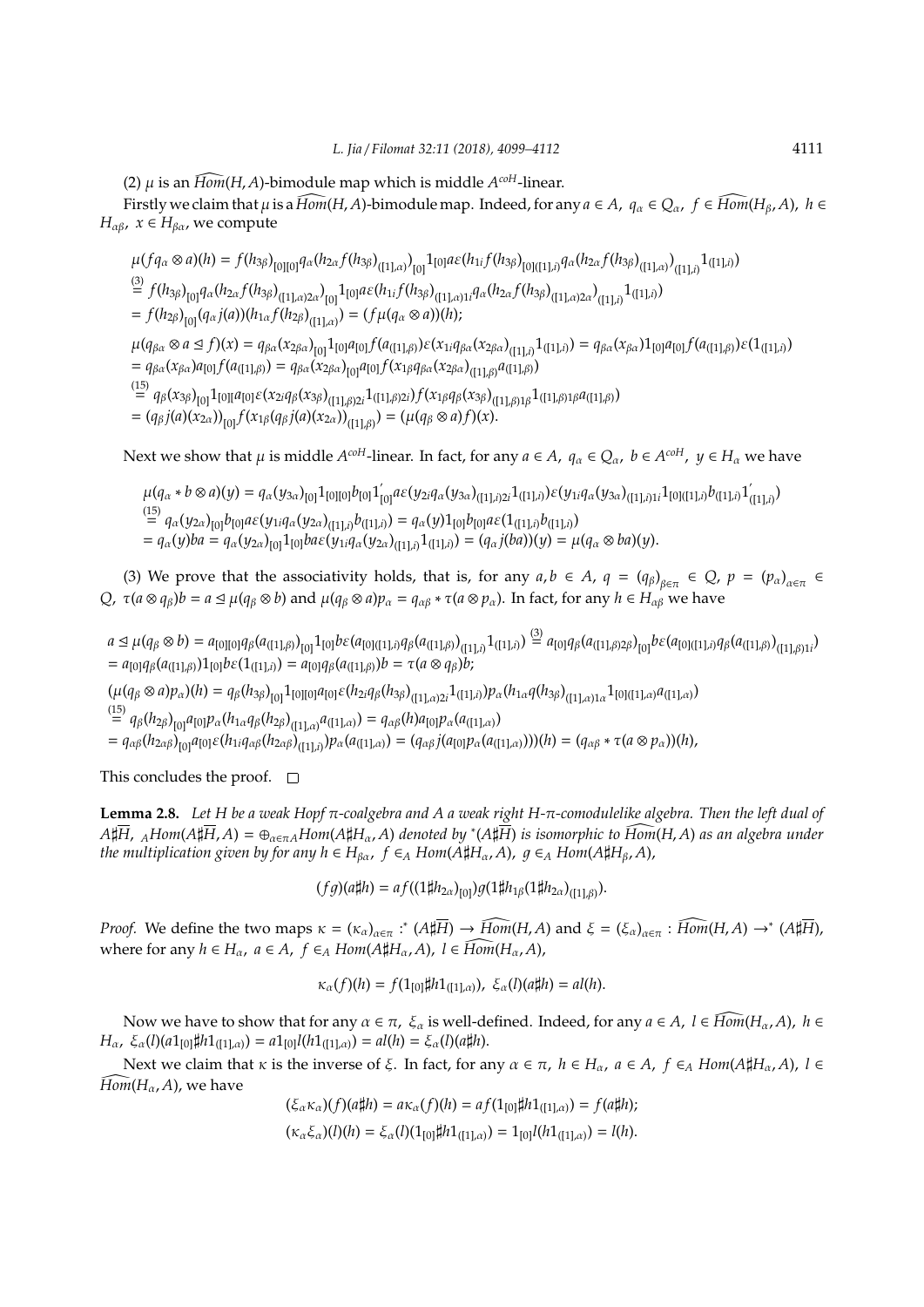(2) $\mu$ is an $\widehat{Hom}(H,A)$-bimodule map which is middle $A^{coH}$-linear.

Firstly we claim that $\mu$ is a $\widehat{Hom}(H,A)$-bimodule map. Indeed, for any $a \in A$, $q_\alpha \in Q_\alpha$, $f \in \widehat{Hom}(H_\beta, A)$, $h \in H_{\alpha\beta}$, $x \in H_{\beta\alpha}$, we compute

$$
\begin{aligned}
&\mu(fq_\alpha \otimes a)(h) = f(h_{3\beta})_{[0][0]} q_\alpha(h_{2\alpha} f(h_{3\beta})_{([1],\alpha)})_{[0]} 1_{[0]} a\varepsilon(h_{1i} f(h_{3\beta})_{[0]([1],i)} q_\alpha(h_{2\alpha} f(h_{3\beta})_{([1],\alpha)})_{([1],i)} 1_{([1],i)}) \\
&\overset{(3)}{=} f(h_{3\beta})_{[0]} q_\alpha(h_{2\alpha} f(h_{3\beta})_{([1],\alpha)2\alpha})_{[0]} 1_{[0]} a\varepsilon(h_{1i} f(h_{3\beta})_{([1],\alpha)1i} q_\alpha(h_{2\alpha} f(h_{3\beta})_{([1],\alpha)2\alpha})_{([1],i)} 1_{([1],i)}) \\
&= f(h_{2\beta})_{[0]} (q_\alpha j(a))(h_{1\alpha} f(h_{2\beta})_{([1],\alpha)}) = (f\mu(q_\alpha \otimes a))(h); \\
&\mu(q_{\beta\alpha} \otimes a \trianglelefteq f)(x) = q_{\beta\alpha}(x_{2\beta\alpha})_{[0]} 1_{[0]} a_{[0]} f(a_{([1],\beta)})\varepsilon(x_{1i} q_{\beta\alpha}(x_{2\beta\alpha})_{([1],i)} 1_{([1],i)}) = q_{\beta\alpha}(x_{\beta\alpha}) 1_{[0]} a_{[0]} f(a_{([1],\beta)})\varepsilon(1_{([1],i)}) \\
&= q_{\beta\alpha}(x_{\beta\alpha}) a_{[0]} f(a_{([1],\beta)}) = q_{\beta\alpha}(x_{2\beta\alpha})_{[0]} a_{[0]} f(x_{1\beta} q_{\beta\alpha}(x_{2\beta\alpha})_{([1],\beta)} a_{([1],\beta)}) \\
&\overset{(15)}{=} q_\beta(x_{3\beta})_{[0]} 1_{[0]} [a_{[0]} \varepsilon(x_{2i} q_\beta(x_{3\beta})_{([1],\beta)2i} 1_{([1],\beta)2i}) f(x_{1\beta} q_\beta(x_{3\beta})_{([1],\beta)1\beta} 1_{([1],\beta)1\beta} a_{([1],\beta)}) \\
&= (q_\beta j(a)(x_{2\alpha}))_{[0]} f(x_{1\beta}(q_\beta j(a)(x_{2\alpha}))_{([1],\beta)}) = (\mu(q_\beta \otimes a) f)(x).
\end{aligned}
$$

Next we show that $\mu$ is middle $A^{coH}$-linear. In fact, for any $a \in A$, $q_\alpha \in Q_\alpha$, $b \in A^{coH}$, $y \in H_\alpha$ we have

$$
\begin{aligned}
&\mu(q_\alpha * b \otimes a)(y) = q_\alpha(y_{3\alpha})_{[0]} 1_{[0][0]} b_{[0]} 1'_{[0]} a\varepsilon(y_{2i} q_\alpha(y_{3\alpha})_{([1],i)2i} 1_{([1],i)})\varepsilon(y_{1i} q_\alpha(y_{3\alpha})_{([1],i)1i} 1_{[0]([1],i)} b_{([1],i)} 1'_{([1],i)}) \\
&\overset{(15)}{=} q_\alpha(y_{2\alpha})_{[0]} b_{[0]} a\varepsilon(y_{1i} q_\alpha(y_{2\alpha})_{([1],i)} b_{([1],i)}) = q_\alpha(y) 1_{[0]} b_{[0]} a\varepsilon(1_{([1],i)} b_{([1],i)}) \\
&= q_\alpha(y) ba = q_\alpha(y_{2\alpha})_{[0]} 1_{[0]} ba\varepsilon(y_{1i} q_\alpha(y_{2\alpha})_{([1],i)} 1_{([1],i)}) = (q_\alpha j(ba))(y) = \mu(q_\alpha \otimes ba)(y).
\end{aligned}
$$

(3) We prove that the associativity holds, that is, for any $a, b \in A$, $q = (q_\beta)_{\beta\in\pi} \in Q$, $p = (p_\alpha)_{\alpha\in\pi} \in Q$, $\tau(a \otimes q_\beta)b = a \trianglelefteq \mu(q_\beta \otimes b)$ and $\mu(q_\beta \otimes a)p_\alpha = q_{\alpha\beta} * \tau(a \otimes p_\alpha)$. In fact, for any $h \in H_{\alpha\beta}$ we have

$$
\begin{aligned}
&a \trianglelefteq \mu(q_\beta \otimes b) = a_{[0][0]} q_\beta(a_{([1],\beta)})_{[0]} 1_{[0]} b\varepsilon(a_{[0]([1],i)} q_\beta(a_{([1],\beta)})_{([1],i)} 1_{([1],i)}) \overset{(3)}{=} a_{[0]} q_\beta(a_{([1],\beta)2\beta})_{[0]} b\varepsilon(a_{[0]([1],i)} q_\beta(a_{([1],\beta)})_{([1],\beta)1i}) \\
&= a_{[0]} q_\beta(a_{([1],\beta)}) 1_{[0]} b\varepsilon(1_{([1],i)}) = a_{[0]} q_\beta(a_{([1],\beta)}) b = \tau(a \otimes q_\beta) b; \\
&(\mu(q_\beta \otimes a)p_\alpha)(h) = q_\beta(h_{3\beta})_{[0]} 1_{[0][0]} a_{[0]} \varepsilon(h_{2i} q_\beta(h_{3\beta})_{([1],\alpha)2i} 1_{([1],i)}) p_\alpha(h_{1\alpha} q(h_{3\beta})_{([1],\alpha)1\alpha} 1_{[0]([1],\alpha)} a_{([1],\alpha)}) \\
&\overset{(15)}{=} q_\beta(h_{2\beta})_{[0]} a_{[0]} p_\alpha(h_{1\alpha} q_\beta(h_{2\beta})_{([1],\alpha)} a_{([1],\alpha)}) = q_{\alpha\beta}(h) a_{[0]} p_\alpha(a_{([1],\alpha)}) \\
&= q_{\alpha\beta}(h_{2\alpha\beta})_{[0]} a_{[0]} \varepsilon(h_{1i} q_{\alpha\beta}(h_{2\alpha\beta})_{([1],i)}) p_\alpha(a_{([1],\alpha)}) = (q_{\alpha\beta} j(a_{[0]} p_\alpha(a_{([1],\alpha)})))(h) = (q_{\alpha\beta} * \tau(a \otimes p_\alpha))(h),
\end{aligned}
$$

This concludes the proof. $\square$

**Lemma 2.8.** *Let $H$ be a weak Hopf $\pi$-coalgebra and $A$ a weak right $H$-$\pi$-comodulelike algebra. Then the left dual of $A\sharp\overline{H}$, ${}_A Hom(A\sharp\overline{H}, A) = \oplus_{\alpha\in\pi} {}_A Hom(A\sharp H_\alpha, A)$ denoted by ${}^*(A\sharp\overline{H})$ is isomorphic to $\widehat{Hom}(H,A)$ as an algebra under the multiplication given by for any $h \in H_{\beta\alpha}$, $f \in_A Hom(A\sharp H_\alpha, A)$, $g \in_A Hom(A\sharp H_\beta, A)$,*

$$
(fg)(a\sharp h) = af((1\sharp h_{2\alpha})_{[0]}) g(1\sharp h_{1\beta}(1\sharp h_{2\alpha})_{([1],\beta)}).
$$

*Proof.* We define the two maps $\kappa = (\kappa_\alpha)_{\alpha\in\pi} : {}^*(A\sharp\overline{H}) \to \widehat{Hom}(H,A)$ and $\xi = (\xi_\alpha)_{\alpha\in\pi} : \widehat{Hom}(H,A) \to {}^*(A\sharp\overline{H})$, where for any $h \in H_\alpha$, $a \in A$, $f \in_A Hom(A\sharp H_\alpha, A)$, $l \in \widehat{Hom}(H_\alpha, A)$,

$$
\kappa_\alpha(f)(h) = f(1_{[0]}\sharp h 1_{([1],\alpha)}),\ \xi_\alpha(l)(a\sharp h) = al(h).
$$

Now we have to show that for any $\alpha \in \pi$, $\xi_\alpha$ is well-defined. Indeed, for any $a \in A$, $l \in \widehat{Hom}(H_\alpha, A)$, $h \in H_\alpha$, $\xi_\alpha(l)(a1_{[0]}\sharp h1_{([1],\alpha)}) = a1_{[0]} l(h1_{([1],\alpha)}) = al(h) = \xi_\alpha(l)(a\sharp h)$.

Next we claim that $\kappa$ is the inverse of $\xi$. In fact, for any $\alpha \in \pi$, $h \in H_\alpha$, $a \in A$, $f \in_A Hom(A\sharp H_\alpha, A)$, $l \in \widehat{Hom}(H_\alpha, A)$, we have

$$
\begin{aligned}
&(\xi_\alpha \kappa_\alpha)(f)(a\sharp h) = a\kappa_\alpha(f)(h) = af(1_{[0]}\sharp h1_{([1],\alpha)}) = f(a\sharp h); \\
&(\kappa_\alpha \xi_\alpha)(l)(h) = \xi_\alpha(l)(1_{[0]}\sharp h1_{([1],\alpha)}) = 1_{[0]} l(h1_{([1],\alpha)}) = l(h).
\end{aligned}
$$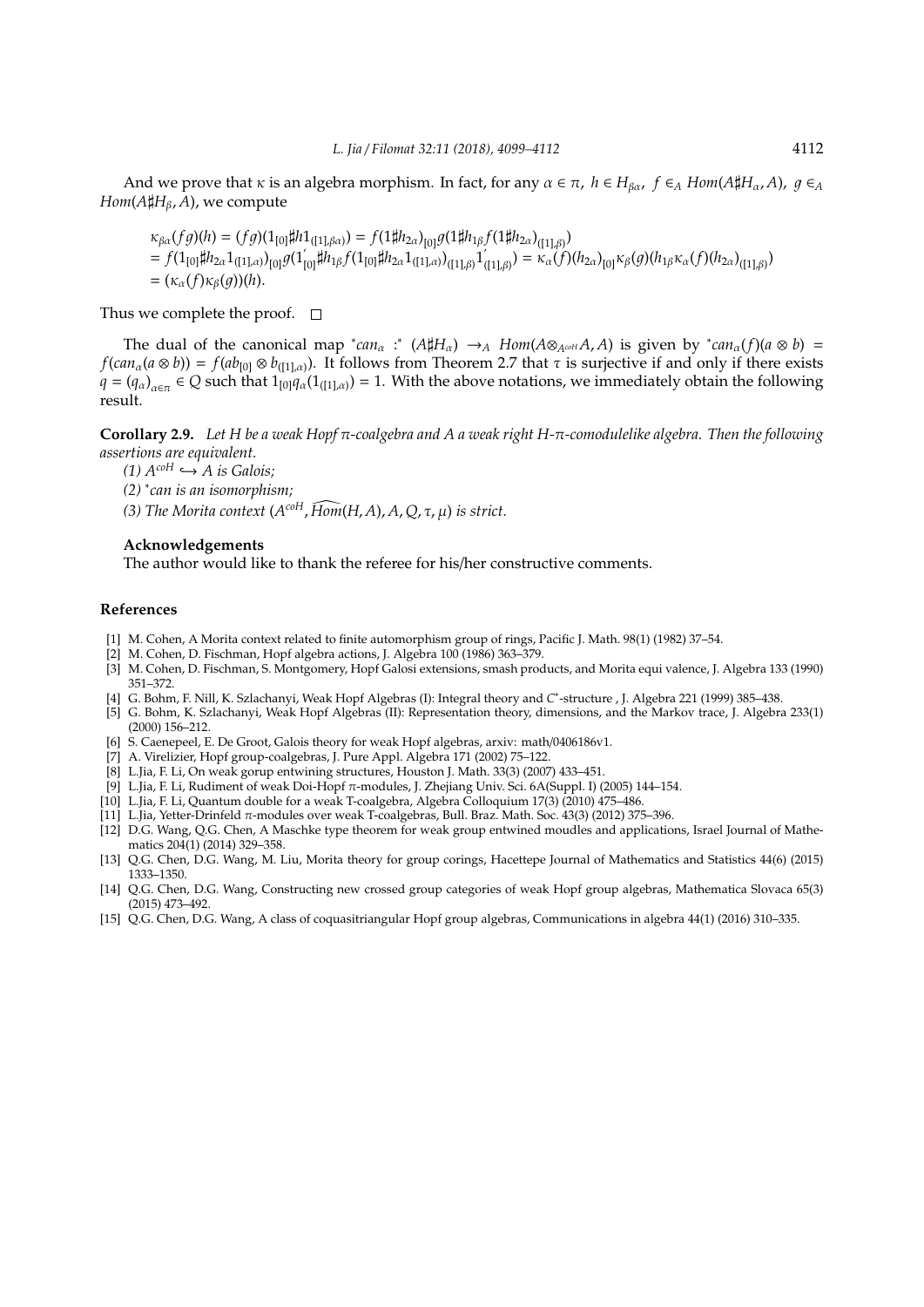And we prove that $\kappa$ is an algebra morphism. In fact, for any $\alpha \in \pi$, $h \in H_{\beta\alpha}$, $f \in_A Hom(A\sharp H_\alpha, A)$, $g \in_A Hom(A\sharp H_\beta, A)$, we compute

$$
\begin{aligned}
&\kappa_{\beta\alpha}(fg)(h) = (fg)(1_{[0]}\sharp h1_{([1],\beta\alpha)}) = f(1\sharp h_{2\alpha})_{[0]}g(1\sharp h_{1\beta}f(1\sharp h_{2\alpha})_{([1],\beta)}) \\
&= f(1_{[0]}\sharp h_{2\alpha}1_{([1],\alpha)})_{[0]}g(1'_{[0]}\sharp h_{1\beta}f(1_{[0]}\sharp h_{2\alpha}1_{([1],\alpha)})_{([1],\beta)}1'_{([1],\beta)}) = \kappa_\alpha(f)(h_{2\alpha})_{[0]}\kappa_\beta(g)(h_{1\beta}\kappa_\alpha(f)(h_{2\alpha})_{([1],\beta)}) \\
&= (\kappa_\alpha(f)\kappa_\beta(g))(h).
\end{aligned}
$$

Thus we complete the proof. □

The dual of the canonical map ${}^*can_\alpha :^* (A\sharp H_\alpha) \to_A Hom(A\otimes_{A^{coH}}A, A)$ is given by ${}^*can_\alpha(f)(a\otimes b) = f(can_\alpha(a\otimes b)) = f(ab_{[0]}\otimes b_{([1],\alpha)})$. It follows from Theorem 2.7 that $\tau$ is surjective if and only if there exists $q = (q_\alpha)_{\alpha\in\pi} \in Q$ such that $1_{[0]}q_\alpha(1_{([1],\alpha)}) = 1$. With the above notations, we immediately obtain the following result.

**Corollary 2.9.** *Let $H$ be a weak Hopf $\pi$-coalgebra and $A$ a weak right $H$-$\pi$-comodulelike algebra. Then the following assertions are equivalent.*

*(1) $A^{coH} \hookrightarrow A$ is Galois;*

*(2) ${}^*can$ is an isomorphism;*

*(3) The Morita context $(A^{coH}, \widehat{Hom}(H, A), A, Q, \tau, \mu)$ is strict.*

### Acknowledgements

The author would like to thank the referee for his/her constructive comments.

## References

[1] M. Cohen, A Morita context related to finite automorphism group of rings, Pacific J. Math. 98(1) (1982) 37–54.

[2] M. Cohen, D. Fischman, Hopf algebra actions, J. Algebra 100 (1986) 363–379.

[3] M. Cohen, D. Fischman, S. Montgomery, Hopf Galosi extensions, smash products, and Morita equi valence, J. Algebra 133 (1990) 351–372.

[4] G. Bohm, F. Nill, K. Szlachanyi, Weak Hopf Algebras (I): Integral theory and $C^*$-structure , J. Algebra 221 (1999) 385–438.

[5] G. Bohm, K. Szlachanyi, Weak Hopf Algebras (II): Representation theory, dimensions, and the Markov trace, J. Algebra 233(1) (2000) 156–212.

[6] S. Caenepeel, E. De Groot, Galois theory for weak Hopf algebras, arxiv: math/0406186v1.

[7] A. Virelizier, Hopf group-coalgebras, J. Pure Appl. Algebra 171 (2002) 75–122.

[8] L.Jia, F. Li, On weak gorup entwining structures, Houston J. Math. 33(3) (2007) 433–451.

[9] L.Jia, F. Li, Rudiment of weak Doi-Hopf $\pi$-modules, J. Zhejiang Univ. Sci. 6A(Suppl. I) (2005) 144–154.

[10] L.Jia, F. Li, Quantum double for a weak T-coalgebra, Algebra Colloquium 17(3) (2010) 475–486.

[11] L.Jia, Yetter-Drinfeld $\pi$-modules over weak T-coalgebras, Bull. Braz. Math. Soc. 43(3) (2012) 375–396.

[12] D.G. Wang, Q.G. Chen, A Maschke type theorem for weak group entwined moudles and applications, Israel Journal of Mathematics 204(1) (2014) 329–358.

[13] Q.G. Chen, D.G. Wang, M. Liu, Morita theory for group corings, Hacettepe Journal of Mathematics and Statistics 44(6) (2015) 1333–1350.

[14] Q.G. Chen, D.G. Wang, Constructing new crossed group categories of weak Hopf group algebras, Mathematica Slovaca 65(3) (2015) 473–492.

[15] Q.G. Chen, D.G. Wang, A class of coquasitriangular Hopf group algebras, Communications in algebra 44(1) (2016) 310–335.